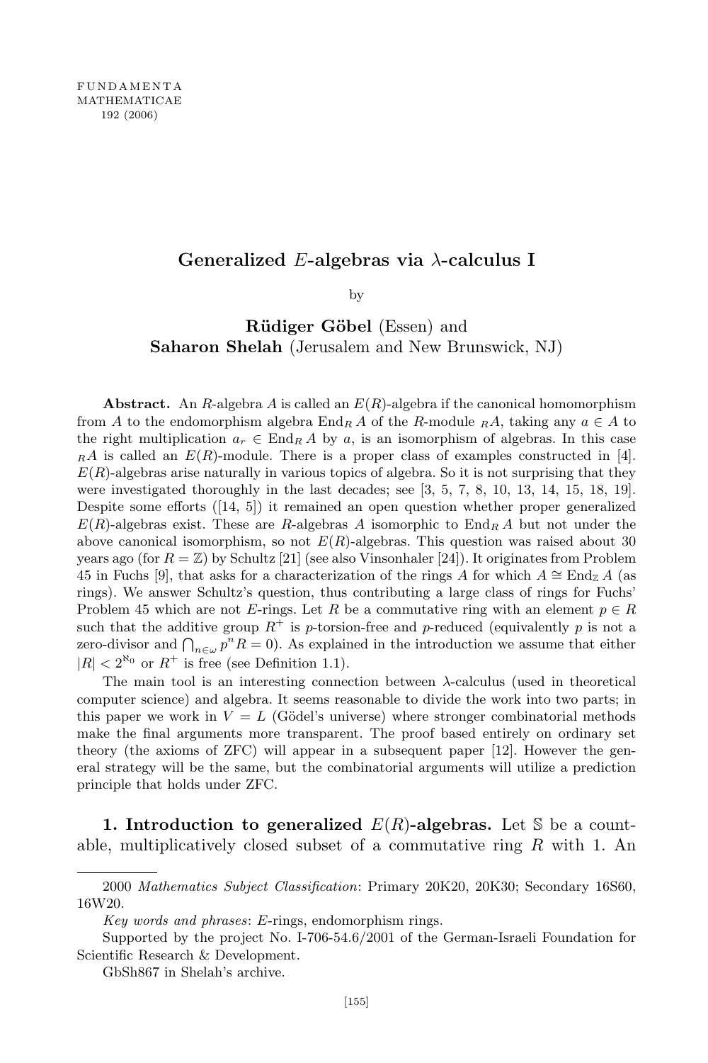FUNDAMENTA
MATHEMATICAE
192 (2006)

# Generalized $E$-algebras via $\lambda$-calculus I

by

**Rüdiger Göbel** (Essen) and
**Saharon Shelah** (Jerusalem and New Brunswick, NJ)

**Abstract.** An $R$-algebra $A$ is called an $E(R)$-algebra if the canonical homomorphism from $A$ to the endomorphism algebra $\operatorname{End}_R A$ of the $R$-module ${}_RA$, taking any $a \in A$ to the right multiplication $a_r \in \operatorname{End}_R A$ by $a$, is an isomorphism of algebras. In this case ${}_RA$ is called an $E(R)$-module. There is a proper class of examples constructed in [4]. $E(R)$-algebras arise naturally in various topics of algebra. So it is not surprising that they were investigated thoroughly in the last decades; see [3, 5, 7, 8, 10, 13, 14, 15, 18, 19]. Despite some efforts ([14, 5]) it remained an open question whether proper generalized $E(R)$-algebras exist. These are $R$-algebras $A$ isomorphic to $\operatorname{End}_R A$ but not under the above canonical isomorphism, so not $E(R)$-algebras. This question was raised about 30 years ago (for $R = \mathbb{Z}$) by Schultz [21] (see also Vinsonhaler [24]). It originates from Problem 45 in Fuchs [9], that asks for a characterization of the rings $A$ for which $A \cong \operatorname{End}_{\mathbb{Z}} A$ (as rings). We answer Schultz's question, thus contributing a large class of rings for Fuchs' Problem 45 which are not $E$-rings. Let $R$ be a commutative ring with an element $p \in R$ such that the additive group $R^+$ is $p$-torsion-free and $p$-reduced (equivalently $p$ is not a zero-divisor and $\bigcap_{n\in\omega} p^n R = 0$). As explained in the introduction we assume that either $|R| < 2^{\aleph_0}$ or $R^+$ is free (see Definition 1.1).

The main tool is an interesting connection between $\lambda$-calculus (used in theoretical computer science) and algebra. It seems reasonable to divide the work into two parts; in this paper we work in $V = L$ (Gödel's universe) where stronger combinatorial methods make the final arguments more transparent. The proof based entirely on ordinary set theory (the axioms of ZFC) will appear in a subsequent paper [12]. However the general strategy will be the same, but the combinatorial arguments will utilize a prediction principle that holds under ZFC.

**1. Introduction to generalized $E(R)$-algebras.** Let $\mathbb{S}$ be a countable, multiplicatively closed subset of a commutative ring $R$ with 1. An

---

2000 *Mathematics Subject Classification*: Primary 20K20, 20K30; Secondary 16S60, 16W20.

*Key words and phrases*: $E$-rings, endomorphism rings.

Supported by the project No. I-706-54.6/2001 of the German-Israeli Foundation for Scientific Research & Development.

GbSh867 in Shelah's archive.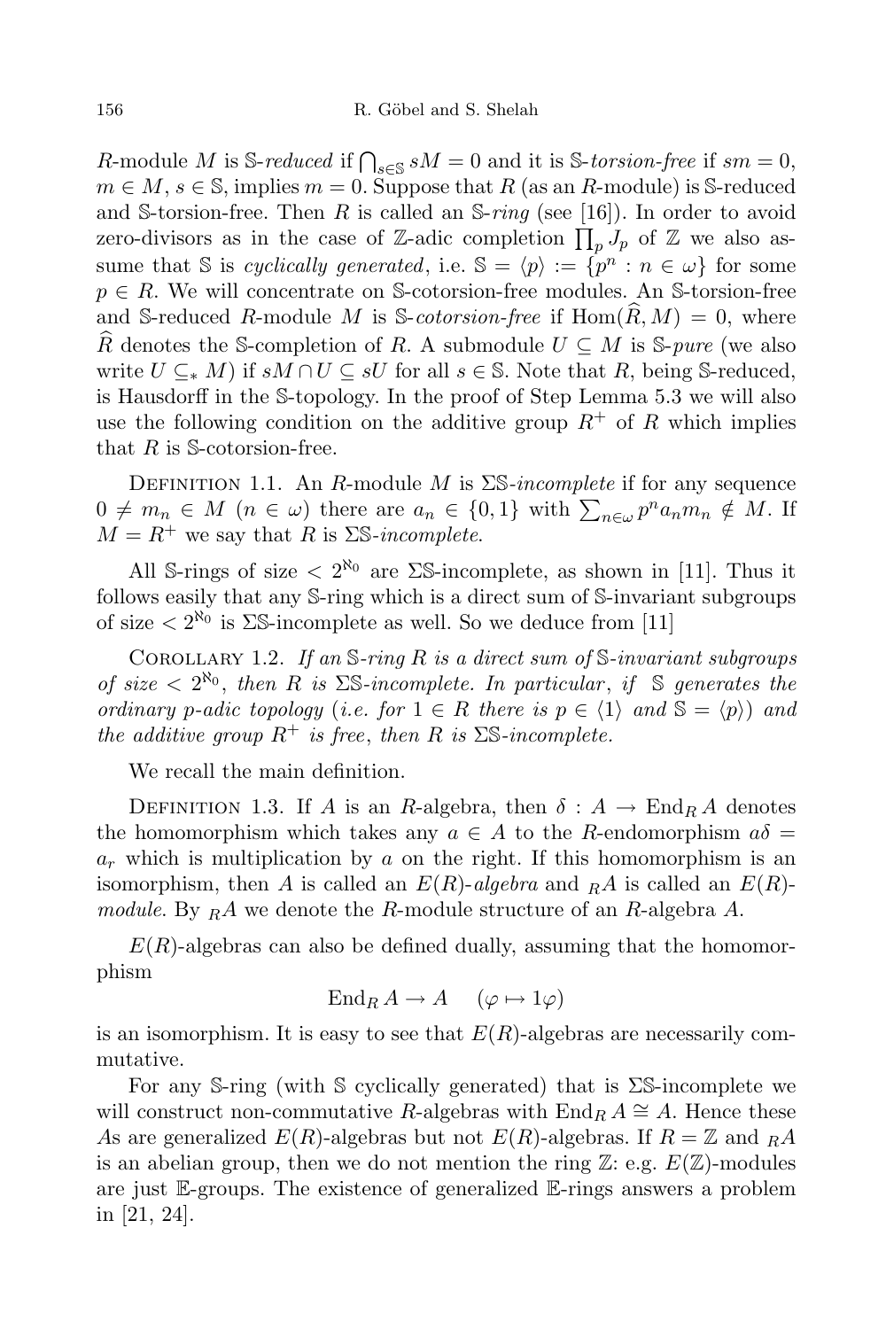$R$-module $M$ is $\mathbb{S}$-*reduced* if $\bigcap_{s\in\mathbb{S}} sM = 0$ and it is $\mathbb{S}$-*torsion-free* if $sm = 0$, $m \in M$, $s \in \mathbb{S}$, implies $m = 0$. Suppose that $R$ (as an $R$-module) is $\mathbb{S}$-reduced and $\mathbb{S}$-torsion-free. Then $R$ is called an $\mathbb{S}$-*ring* (see [16]). In order to avoid zero-divisors as in the case of $\mathbb{Z}$-adic completion $\prod_p J_p$ of $\mathbb{Z}$ we also assume that $\mathbb{S}$ is *cyclically generated*, i.e. $\mathbb{S} = \langle p\rangle := \{p^n : n \in \omega\}$ for some $p \in R$. We will concentrate on $\mathbb{S}$-cotorsion-free modules. An $\mathbb{S}$-torsion-free and $\mathbb{S}$-reduced $R$-module $M$ is $\mathbb{S}$-*cotorsion-free* if $\operatorname{Hom}(\widehat{R}, M) = 0$, where $\widehat{R}$ denotes the $\mathbb{S}$-completion of $R$. A submodule $U \subseteq M$ is $\mathbb{S}$-*pure* (we also write $U \subseteq_* M$) if $sM \cap U \subseteq sU$ for all $s \in \mathbb{S}$. Note that $R$, being $\mathbb{S}$-reduced, is Hausdorff in the $\mathbb{S}$-topology. In the proof of Step Lemma 5.3 we will also use the following condition on the additive group $R^+$ of $R$ which implies that $R$ is $\mathbb{S}$-cotorsion-free.

Definition 1.1. An $R$-module $M$ is $\Sigma\mathbb{S}$-*incomplete* if for any sequence $0 \neq m_n \in M$ $(n \in \omega)$ there are $a_n \in \{0, 1\}$ with $\sum_{n\in\omega} p^n a_n m_n \notin M$. If $M = R^+$ we say that $R$ is $\Sigma\mathbb{S}$-*incomplete*.

All $\mathbb{S}$-rings of size $< 2^{\aleph_0}$ are $\Sigma\mathbb{S}$-incomplete, as shown in [11]. Thus it follows easily that any $\mathbb{S}$-ring which is a direct sum of $\mathbb{S}$-invariant subgroups of size $< 2^{\aleph_0}$ is $\Sigma\mathbb{S}$-incomplete as well. So we deduce from [11]

Corollary 1.2. *If an $\mathbb{S}$-ring $R$ is a direct sum of $\mathbb{S}$-invariant subgroups of size $< 2^{\aleph_0}$, then $R$ is $\Sigma\mathbb{S}$-incomplete. In particular, if $\mathbb{S}$ generates the ordinary $p$-adic topology (i.e. for $1 \in R$ there is $p \in \langle 1\rangle$ and $\mathbb{S} = \langle p\rangle$) and the additive group $R^+$ is free, then $R$ is $\Sigma\mathbb{S}$-incomplete.*

We recall the main definition.

Definition 1.3. If $A$ is an $R$-algebra, then $\delta : A \to \operatorname{End}_R A$ denotes the homomorphism which takes any $a \in A$ to the $R$-endomorphism $a\delta = a_r$ which is multiplication by $a$ on the right. If this homomorphism is an isomorphism, then $A$ is called an $E(R)$-*algebra* and ${}_RA$ is called an $E(R)$-*module*. By ${}_RA$ we denote the $R$-module structure of an $R$-algebra $A$.

$E(R)$-algebras can also be defined dually, assuming that the homomorphism

$$\operatorname{End}_R A \to A \quad (\varphi \mapsto 1\varphi)$$

is an isomorphism. It is easy to see that $E(R)$-algebras are necessarily commutative.

For any $\mathbb{S}$-ring (with $\mathbb{S}$ cyclically generated) that is $\Sigma\mathbb{S}$-incomplete we will construct non-commutative $R$-algebras with $\operatorname{End}_R A \cong A$. Hence these $A$s are generalized $E(R)$-algebras but not $E(R)$-algebras. If $R = \mathbb{Z}$ and ${}_RA$ is an abelian group, then we do not mention the ring $\mathbb{Z}$: e.g. $E(\mathbb{Z})$-modules are just $\mathbb{E}$-groups. The existence of generalized $\mathbb{E}$-rings answers a problem in [21, 24].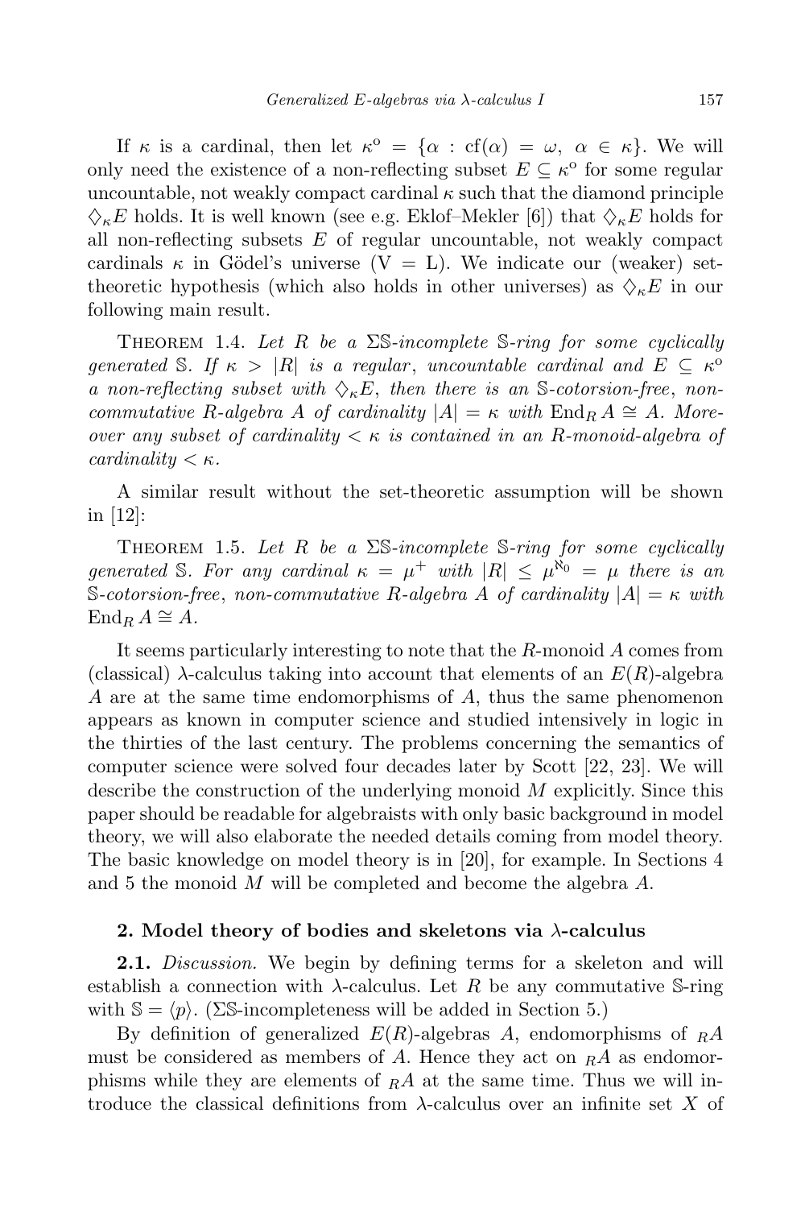If $\kappa$ is a cardinal, then let $\kappa^{\mathrm{o}} = \{\alpha : \mathrm{cf}(\alpha) = \omega,\ \alpha \in \kappa\}$. We will only need the existence of a non-reflecting subset $E \subseteq \kappa^{\mathrm{o}}$ for some regular uncountable, not weakly compact cardinal $\kappa$ such that the diamond principle $\diamondsuit_\kappa E$ holds. It is well known (see e.g. Eklof–Mekler [6]) that $\diamondsuit_\kappa E$ holds for all non-reflecting subsets $E$ of regular uncountable, not weakly compact cardinals $\kappa$ in Gödel's universe (V = L). We indicate our (weaker) set-theoretic hypothesis (which also holds in other universes) as $\diamondsuit_\kappa E$ in our following main result.

THEOREM 1.4. *Let $R$ be a $\Sigma\mathbb{S}$-incomplete $\mathbb{S}$-ring for some cyclically generated $\mathbb{S}$. If $\kappa > |R|$ is a regular, uncountable cardinal and $E \subseteq \kappa^{\mathrm{o}}$ a non-reflecting subset with $\diamondsuit_\kappa E$, then there is an $\mathbb{S}$-cotorsion-free, non-commutative $R$-algebra $A$ of cardinality $|A| = \kappa$ with $\mathrm{End}_R A \cong A$. Moreover any subset of cardinality $< \kappa$ is contained in an $R$-monoid-algebra of cardinality $< \kappa$.*

A similar result without the set-theoretic assumption will be shown in [12]:

THEOREM 1.5. *Let $R$ be a $\Sigma\mathbb{S}$-incomplete $\mathbb{S}$-ring for some cyclically generated $\mathbb{S}$. For any cardinal $\kappa = \mu^+$ with $|R| \leq \mu^{\aleph_0} = \mu$ there is an $\mathbb{S}$-cotorsion-free, non-commutative $R$-algebra $A$ of cardinality $|A| = \kappa$ with $\mathrm{End}_R A \cong A$.*

It seems particularly interesting to note that the $R$-monoid $A$ comes from (classical) $\lambda$-calculus taking into account that elements of an $E(R)$-algebra $A$ are at the same time endomorphisms of $A$, thus the same phenomenon appears as known in computer science and studied intensively in logic in the thirties of the last century. The problems concerning the semantics of computer science were solved four decades later by Scott [22, 23]. We will describe the construction of the underlying monoid $M$ explicitly. Since this paper should be readable for algebraists with only basic background in model theory, we will also elaborate the needed details coming from model theory. The basic knowledge on model theory is in [20], for example. In Sections 4 and 5 the monoid $M$ will be completed and become the algebra $A$.

## 2. Model theory of bodies and skeletons via $\lambda$-calculus

**2.1.** *Discussion.* We begin by defining terms for a skeleton and will establish a connection with $\lambda$-calculus. Let $R$ be any commutative $\mathbb{S}$-ring with $\mathbb{S} = \langle p \rangle$. ($\Sigma\mathbb{S}$-incompleteness will be added in Section 5.)

By definition of generalized $E(R)$-algebras $A$, endomorphisms of ${}_RA$ must be considered as members of $A$. Hence they act on ${}_RA$ as endomorphisms while they are elements of ${}_RA$ at the same time. Thus we will introduce the classical definitions from $\lambda$-calculus over an infinite set $X$ of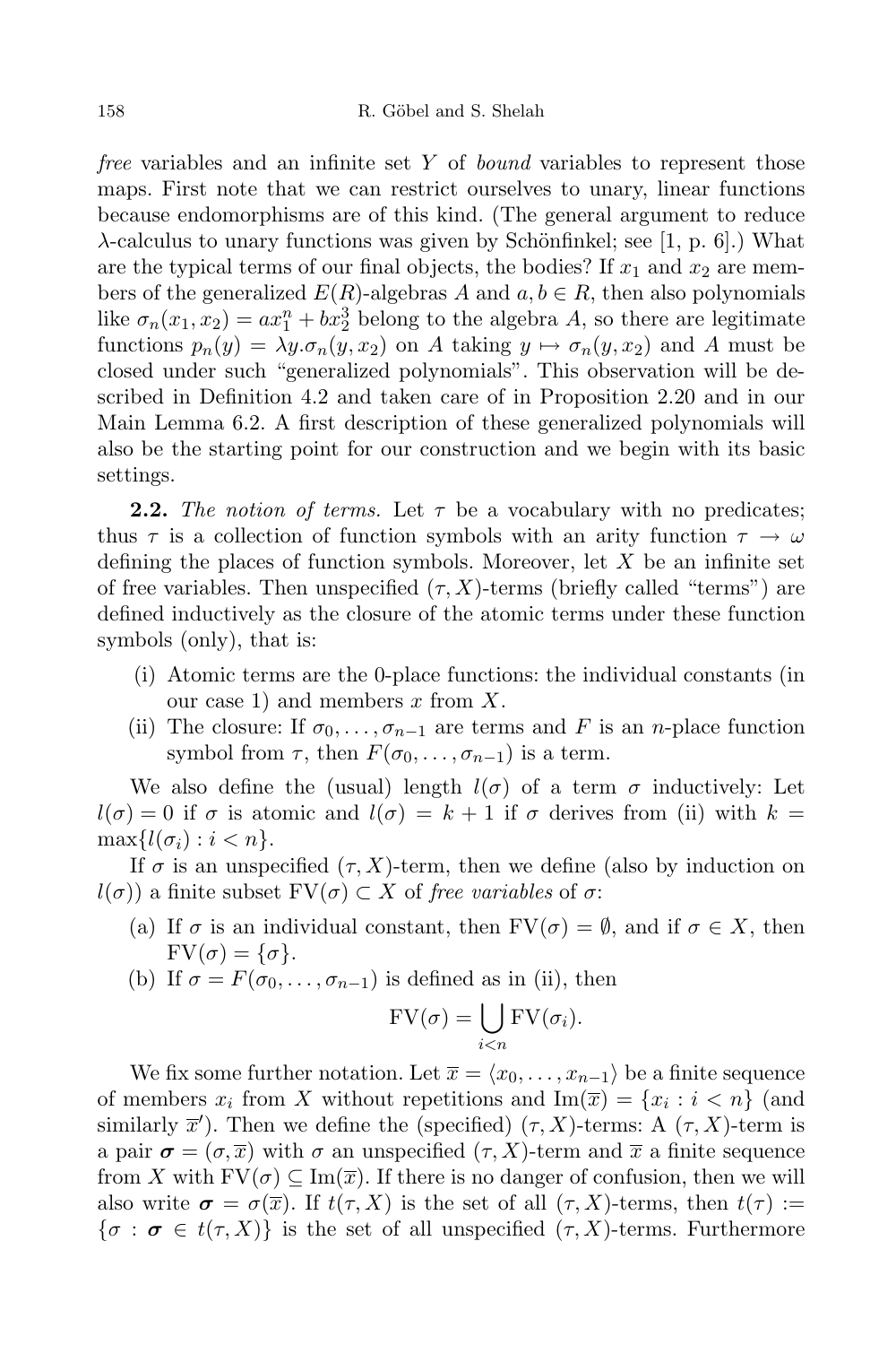*free* variables and an infinite set $Y$ of *bound* variables to represent those maps. First note that we can restrict ourselves to unary, linear functions because endomorphisms are of this kind. (The general argument to reduce $\lambda$-calculus to unary functions was given by Schönfinkel; see [1, p. 6].) What are the typical terms of our final objects, the bodies? If $x_1$ and $x_2$ are members of the generalized $E(R)$-algebras $A$ and $a, b \in R$, then also polynomials like $\sigma_n(x_1, x_2) = ax_1^n + bx_2^3$ belong to the algebra $A$, so there are legitimate functions $p_n(y) = \lambda y.\sigma_n(y, x_2)$ on $A$ taking $y \mapsto \sigma_n(y, x_2)$ and $A$ must be closed under such "generalized polynomials". This observation will be described in Definition 4.2 and taken care of in Proposition 2.20 and in our Main Lemma 6.2. A first description of these generalized polynomials will also be the starting point for our construction and we begin with its basic settings.

**2.2.** *The notion of terms.* Let $\tau$ be a vocabulary with no predicates; thus $\tau$ is a collection of function symbols with an arity function $\tau \to \omega$ defining the places of function symbols. Moreover, let $X$ be an infinite set of free variables. Then unspecified $(\tau, X)$-terms (briefly called "terms") are defined inductively as the closure of the atomic terms under these function symbols (only), that is:

- (i) Atomic terms are the 0-place functions: the individual constants (in our case 1) and members $x$ from $X$.
- (ii) The closure: If $\sigma_0, \ldots, \sigma_{n-1}$ are terms and $F$ is an $n$-place function symbol from $\tau$, then $F(\sigma_0, \ldots, \sigma_{n-1})$ is a term.

We also define the (usual) length $l(\sigma)$ of a term $\sigma$ inductively: Let $l(\sigma) = 0$ if $\sigma$ is atomic and $l(\sigma) = k + 1$ if $\sigma$ derives from (ii) with $k = \max\{l(\sigma_i) : i < n\}$.

If $\sigma$ is an unspecified $(\tau, X)$-term, then we define (also by induction on $l(\sigma)$) a finite subset $\mathrm{FV}(\sigma) \subset X$ of *free variables* of $\sigma$:

- (a) If $\sigma$ is an individual constant, then $\mathrm{FV}(\sigma) = \emptyset$, and if $\sigma \in X$, then $\mathrm{FV}(\sigma) = \{\sigma\}$.
- (b) If $\sigma = F(\sigma_0, \ldots, \sigma_{n-1})$ is defined as in (ii), then
$$\mathrm{FV}(\sigma) = \bigcup_{i<n} \mathrm{FV}(\sigma_i).$$

We fix some further notation. Let $\overline{x} = \langle x_0, \ldots, x_{n-1}\rangle$ be a finite sequence of members $x_i$ from $X$ without repetitions and $\mathrm{Im}(\overline{x}) = \{x_i : i < n\}$ (and similarly $\overline{x}'$). Then we define the (specified) $(\tau, X)$-terms: A $(\tau, X)$-term is a pair $\boldsymbol{\sigma} = (\sigma, \overline{x})$ with $\sigma$ an unspecified $(\tau, X)$-term and $\overline{x}$ a finite sequence from $X$ with $\mathrm{FV}(\sigma) \subseteq \mathrm{Im}(\overline{x})$. If there is no danger of confusion, then we will also write $\boldsymbol{\sigma} = \sigma(\overline{x})$. If $t(\tau, X)$ is the set of all $(\tau, X)$-terms, then $t(\tau) := \{\sigma : \boldsymbol{\sigma} \in t(\tau, X)\}$ is the set of all unspecified $(\tau, X)$-terms. Furthermore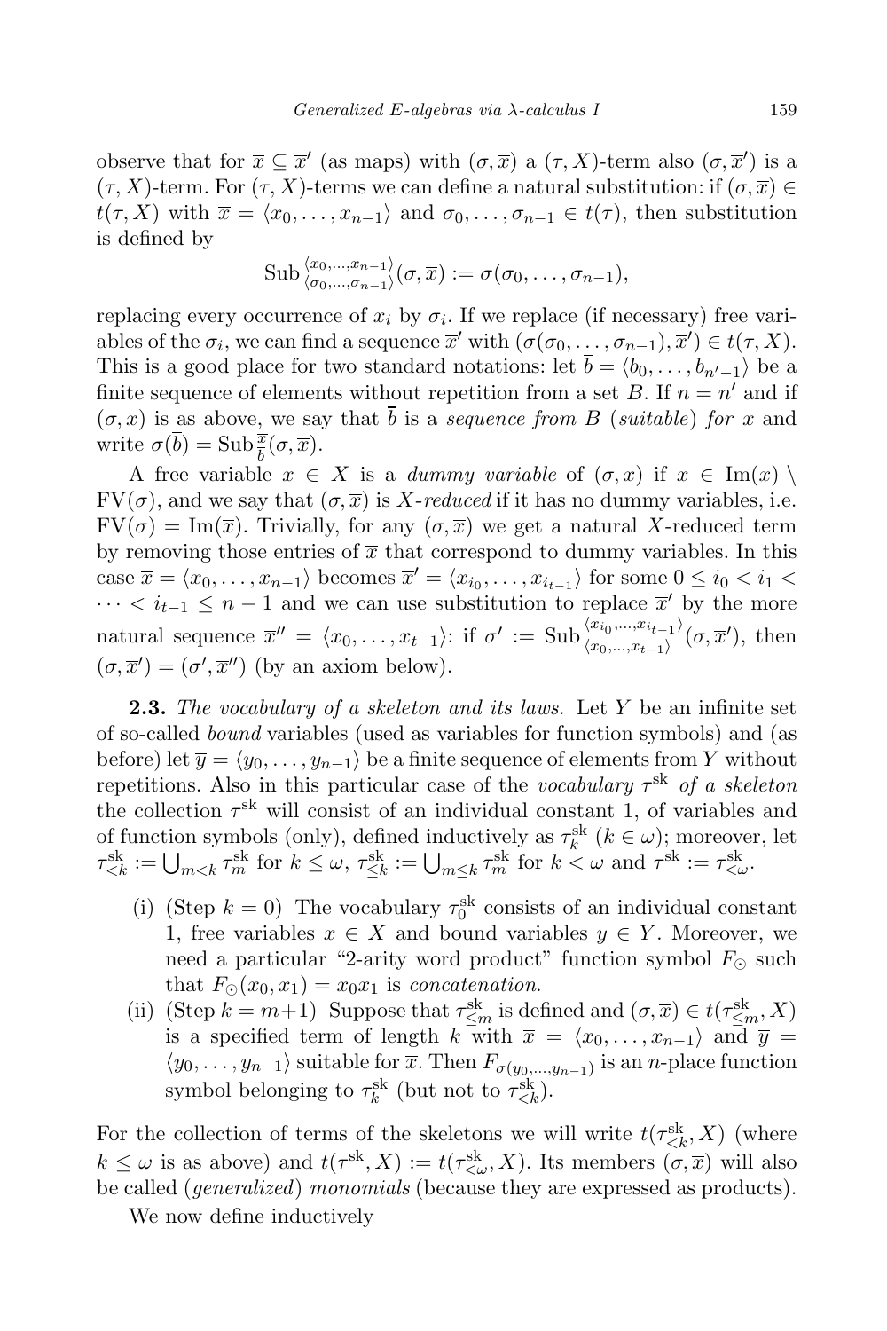observe that for $\overline{x} \subseteq \overline{x}'$ (as maps) with $(\sigma, \overline{x})$ a $(\tau, X)$-term also $(\sigma, \overline{x}')$ is a $(\tau, X)$-term. For $(\tau, X)$-terms we can define a natural substitution: if $(\sigma, \overline{x}) \in t(\tau, X)$ with $\overline{x} = \langle x_0, \ldots, x_{n-1}\rangle$ and $\sigma_0, \ldots, \sigma_{n-1} \in t(\tau)$, then substitution is defined by

$$\mathrm{Sub}\,^{\langle x_0, \ldots, x_{n-1}\rangle}_{\langle \sigma_0, \ldots, \sigma_{n-1}\rangle}(\sigma, \overline{x}) := \sigma(\sigma_0, \ldots, \sigma_{n-1}),$$

replacing every occurrence of $x_i$ by $\sigma_i$. If we replace (if necessary) free variables of the $\sigma_i$, we can find a sequence $\overline{x}'$ with $(\sigma(\sigma_0, \ldots, \sigma_{n-1}), \overline{x}') \in t(\tau, X)$. This is a good place for two standard notations: let $\overline{b} = \langle b_0, \ldots, b_{n'-1}\rangle$ be a finite sequence of elements without repetition from a set $B$. If $n = n'$ and if $(\sigma, \overline{x})$ is as above, we say that $\overline{b}$ is a *sequence from $B$* (*suitable*) *for $\overline{x}$* and write $\sigma(\overline{b}) = \mathrm{Sub}\,^{\overline{x}}_{\overline{b}}(\sigma, \overline{x})$.

A free variable $x \in X$ is a *dummy variable* of $(\sigma, \overline{x})$ if $x \in \mathrm{Im}(\overline{x}) \setminus \mathrm{FV}(\sigma)$, and we say that $(\sigma, \overline{x})$ is *$X$-reduced* if it has no dummy variables, i.e. $\mathrm{FV}(\sigma) = \mathrm{Im}(\overline{x})$. Trivially, for any $(\sigma, \overline{x})$ we get a natural $X$-reduced term by removing those entries of $\overline{x}$ that correspond to dummy variables. In this case $\overline{x} = \langle x_0, \ldots, x_{n-1}\rangle$ becomes $\overline{x}' = \langle x_{i_0}, \ldots, x_{i_{t-1}}\rangle$ for some $0 \le i_0 < i_1 < \cdots < i_{t-1} \le n-1$ and we can use substitution to replace $\overline{x}'$ by the more natural sequence $\overline{x}'' = \langle x_0, \ldots, x_{t-1}\rangle$: if $\sigma' := \mathrm{Sub}\,^{\langle x_{i_0}, \ldots, x_{i_{t-1}}\rangle}_{\langle x_0, \ldots, x_{t-1}\rangle}(\sigma, \overline{x}')$, then $(\sigma, \overline{x}') = (\sigma', \overline{x}'')$ (by an axiom below).

**2.3.** *The vocabulary of a skeleton and its laws.* Let $Y$ be an infinite set of so-called *bound* variables (used as variables for function symbols) and (as before) let $\overline{y} = \langle y_0, \ldots, y_{n-1}\rangle$ be a finite sequence of elements from $Y$ without repetitions. Also in this particular case of the *vocabulary $\tau^{\mathrm{sk}}$ of a skeleton* the collection $\tau^{\mathrm{sk}}$ will consist of an individual constant 1, of variables and of function symbols (only), defined inductively as $\tau^{\mathrm{sk}}_k$ ($k \in \omega$); moreover, let $\tau^{\mathrm{sk}}_{<k} := \bigcup_{m<k} \tau^{\mathrm{sk}}_m$ for $k \le \omega$, $\tau^{\mathrm{sk}}_{\le k} := \bigcup_{m \le k} \tau^{\mathrm{sk}}_m$ for $k < \omega$ and $\tau^{\mathrm{sk}} := \tau^{\mathrm{sk}}_{<\omega}$.

- (i) (Step $k = 0$) The vocabulary $\tau^{\mathrm{sk}}_0$ consists of an individual constant 1, free variables $x \in X$ and bound variables $y \in Y$. Moreover, we need a particular "2-arity word product" function symbol $F_\odot$ such that $F_\odot(x_0, x_1) = x_0x_1$ is *concatenation*.
- (ii) (Step $k = m+1$) Suppose that $\tau^{\mathrm{sk}}_{\le m}$ is defined and $(\sigma, \overline{x}) \in t(\tau^{\mathrm{sk}}_{\le m}, X)$ is a specified term of length $k$ with $\overline{x} = \langle x_0, \ldots, x_{n-1}\rangle$ and $\overline{y} = \langle y_0, \ldots, y_{n-1}\rangle$ suitable for $\overline{x}$. Then $F_{\sigma(y_0, \ldots, y_{n-1})}$ is an $n$-place function symbol belonging to $\tau^{\mathrm{sk}}_k$ (but not to $\tau^{\mathrm{sk}}_{<k}$).

For the collection of terms of the skeletons we will write $t(\tau^{\mathrm{sk}}_{<k}, X)$ (where $k \le \omega$ is as above) and $t(\tau^{\mathrm{sk}}, X) := t(\tau^{\mathrm{sk}}_{<\omega}, X)$. Its members $(\sigma, \overline{x})$ will also be called (*generalized*) *monomials* (because they are expressed as products).

We now define inductively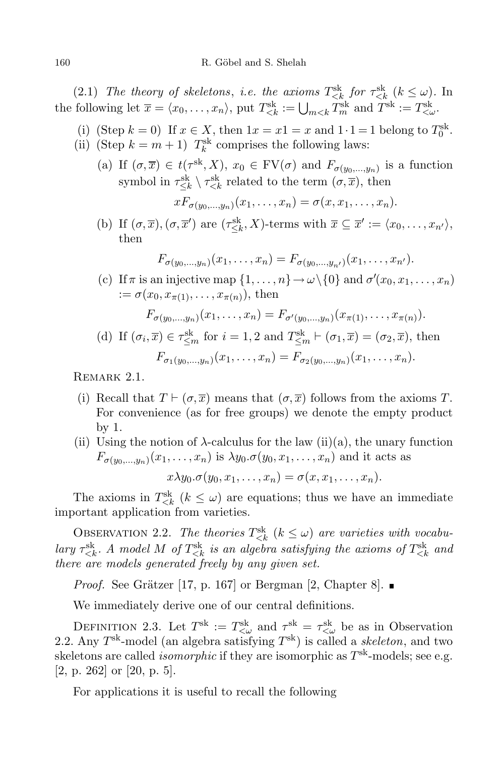(2.1) *The theory of skeletons, i.e. the axioms $T^{\rm sk}_{<k}$ for $\tau^{\rm sk}_{<k}$ $(k \le \omega)$.* In the following let $\overline{x} = \langle x_0, \ldots, x_n\rangle$, put $T^{\rm sk}_{<k} := \bigcup_{m<k} T^{\rm sk}_m$ and $T^{\rm sk} := T^{\rm sk}_{<\omega}$.

(i) (Step $k = 0$) If $x \in X$, then $1x = x1 = x$ and $1 \cdot 1 = 1$ belong to $T^{\rm sk}_0$.

(ii) (Step $k = m + 1$) $T^{\rm sk}_k$ comprises the following laws:

(a) If $(\sigma, \overline{x}) \in t(\tau^{\rm sk}, X)$, $x_0 \in {\rm FV}(\sigma)$ and $F_{\sigma(y_0,\ldots,y_n)}$ is a function symbol in $\tau^{\rm sk}_{\le k} \setminus \tau^{\rm sk}_{<k}$ related to the term $(\sigma, \overline{x})$, then

$$xF_{\sigma(y_0,\ldots,y_n)}(x_1, \ldots, x_n) = \sigma(x, x_1, \ldots, x_n).$$

(b) If $(\sigma, \overline{x}), (\sigma, \overline{x}')$ are $(\tau^{\rm sk}_{\le k}, X)$-terms with $\overline{x} \subseteq \overline{x}' := \langle x_0, \ldots, x_{n'}\rangle$, then

$$F_{\sigma(y_0,\ldots,y_n)}(x_1, \ldots, x_n) = F_{\sigma(y_0,\ldots,y_{n'})}(x_1, \ldots, x_{n'}).$$

(c) If $\pi$ is an injective map $\{1, \ldots, n\} \to \omega \setminus \{0\}$ and $\sigma'(x_0, x_1, \ldots, x_n) := \sigma(x_0, x_{\pi(1)}, \ldots, x_{\pi(n)})$, then

$$F_{\sigma(y_0,\ldots,y_n)}(x_1, \ldots, x_n) = F_{\sigma'(y_0,\ldots,y_n)}(x_{\pi(1)}, \ldots, x_{\pi(n)}).$$

(d) If $(\sigma_i, \overline{x}) \in \tau^{\rm sk}_{\le m}$ for $i = 1, 2$ and $T^{\rm sk}_{\le m} \vdash (\sigma_1, \overline{x}) = (\sigma_2, \overline{x})$, then

$$F_{\sigma_1(y_0,\ldots,y_n)}(x_1, \ldots, x_n) = F_{\sigma_2(y_0,\ldots,y_n)}(x_1, \ldots, x_n).$$

Remark 2.1.

(i) Recall that $T \vdash (\sigma, \overline{x})$ means that $(\sigma, \overline{x})$ follows from the axioms $T$. For convenience (as for free groups) we denote the empty product by 1.

(ii) Using the notion of $\lambda$-calculus for the law (ii)(a), the unary function $F_{\sigma(y_0,\ldots,y_n)}(x_1, \ldots, x_n)$ is $\lambda y_0.\sigma(y_0, x_1, \ldots, x_n)$ and it acts as

$$x\lambda y_0.\sigma(y_0, x_1, \ldots, x_n) = \sigma(x, x_1, \ldots, x_n).$$

The axioms in $T^{\rm sk}_{<k}$ $(k \le \omega)$ are equations; thus we have an immediate important application from varieties.

Observation 2.2. *The theories $T^{\rm sk}_{<k}$ $(k \le \omega)$ are varieties with vocabulary $\tau^{\rm sk}_{<k}$. A model $M$ of $T^{\rm sk}_{<k}$ is an algebra satisfying the axioms of $T^{\rm sk}_{<k}$ and there are models generated freely by any given set.*

*Proof.* See Grätzer [17, p. 167] or Bergman [2, Chapter 8]. ∎

We immediately derive one of our central definitions.

Definition 2.3. Let $T^{\rm sk} := T^{\rm sk}_{<\omega}$ and $\tau^{\rm sk} = \tau^{\rm sk}_{<\omega}$ be as in Observation 2.2. Any $T^{\rm sk}$-model (an algebra satisfying $T^{\rm sk}$) is called a *skeleton*, and two skeletons are called *isomorphic* if they are isomorphic as $T^{\rm sk}$-models; see e.g. [2, p. 262] or [20, p. 5].

For applications it is useful to recall the following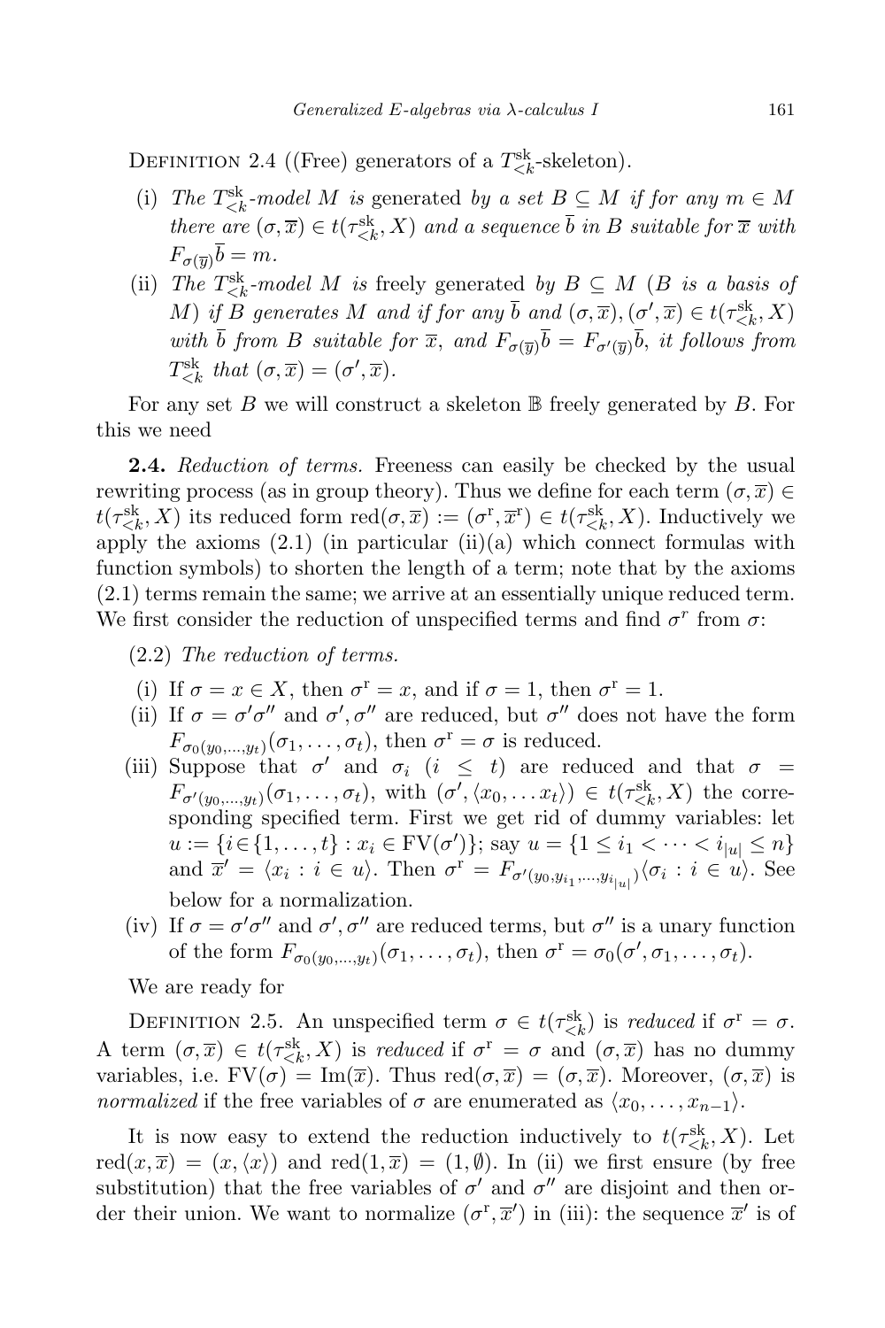Definition 2.4 ((Free) generators of a $T^{\mathrm{sk}}_{<k}$-skeleton).

(i) *The $T^{\mathrm{sk}}_{<k}$-model $M$ is* generated *by a set $B \subseteq M$ if for any $m \in M$ there are $(\sigma, \overline{x}) \in t(\tau^{\mathrm{sk}}_{<k}, X)$ and a sequence $\overline{b}$ in $B$ suitable for $\overline{x}$ with $F_{\sigma(\overline{y})}\overline{b} = m$.*

(ii) *The $T^{\mathrm{sk}}_{<k}$-model $M$ is* freely generated *by $B \subseteq M$ ($B$ is a basis of $M$) if $B$ generates $M$ and if for any $\overline{b}$ and $(\sigma, \overline{x}), (\sigma', \overline{x}) \in t(\tau^{\mathrm{sk}}_{<k}, X)$ with $\overline{b}$ from $B$ suitable for $\overline{x}$, and $F_{\sigma(\overline{y})}\overline{b} = F_{\sigma'(\overline{y})}\overline{b}$, it follows from $T^{\mathrm{sk}}_{<k}$ that $(\sigma, \overline{x}) = (\sigma', \overline{x})$.*

For any set $B$ we will construct a skeleton $\mathbb{B}$ freely generated by $B$. For this we need

**2.4.** *Reduction of terms.* Freeness can easily be checked by the usual rewriting process (as in group theory). Thus we define for each term $(\sigma, \overline{x}) \in t(\tau^{\mathrm{sk}}_{<k}, X)$ its reduced form $\mathrm{red}(\sigma, \overline{x}) := (\sigma^{\mathrm{r}}, \overline{x}^{\mathrm{r}}) \in t(\tau^{\mathrm{sk}}_{<k}, X)$. Inductively we apply the axioms (2.1) (in particular (ii)(a) which connect formulas with function symbols) to shorten the length of a term; note that by the axioms (2.1) terms remain the same; we arrive at an essentially unique reduced term. We first consider the reduction of unspecified terms and find $\sigma^r$ from $\sigma$:

(2.2) *The reduction of terms.*

(i) If $\sigma = x \in X$, then $\sigma^{\mathrm{r}} = x$, and if $\sigma = 1$, then $\sigma^{\mathrm{r}} = 1$.

(ii) If $\sigma = \sigma'\sigma''$ and $\sigma', \sigma''$ are reduced, but $\sigma''$ does not have the form $F_{\sigma_0(y_0,\dots,y_t)}(\sigma_1, \dots, \sigma_t)$, then $\sigma^{\mathrm{r}} = \sigma$ is reduced.

(iii) Suppose that $\sigma'$ and $\sigma_i$ ($i \leq t$) are reduced and that $\sigma = F_{\sigma'(y_0,\dots,y_t)}(\sigma_1, \dots, \sigma_t)$, with $(\sigma', \langle x_0, \dots x_t\rangle) \in t(\tau^{\mathrm{sk}}_{<k}, X)$ the corresponding specified term. First we get rid of dummy variables: let $u := \{i \in \{1, \dots, t\} : x_i \in \mathrm{FV}(\sigma')\}$; say $u = \{1 \leq i_1 < \dots < i_{|u|} \leq n\}$ and $\overline{x}' = \langle x_i : i \in u\rangle$. Then $\sigma^{\mathrm{r}} = F_{\sigma'(y_0, y_{i_1}, \dots, y_{i_{|u|}})}\langle \sigma_i : i \in u\rangle$. See below for a normalization.

(iv) If $\sigma = \sigma'\sigma''$ and $\sigma', \sigma''$ are reduced terms, but $\sigma''$ is a unary function of the form $F_{\sigma_0(y_0,\dots,y_t)}(\sigma_1, \dots, \sigma_t)$, then $\sigma^{\mathrm{r}} = \sigma_0(\sigma', \sigma_1, \dots, \sigma_t)$.

We are ready for

Definition 2.5. An unspecified term $\sigma \in t(\tau^{\mathrm{sk}}_{<k})$ is *reduced* if $\sigma^{\mathrm{r}} = \sigma$. A term $(\sigma, \overline{x}) \in t(\tau^{\mathrm{sk}}_{<k}, X)$ is *reduced* if $\sigma^{\mathrm{r}} = \sigma$ and $(\sigma, \overline{x})$ has no dummy variables, i.e. $\mathrm{FV}(\sigma) = \mathrm{Im}(\overline{x})$. Thus $\mathrm{red}(\sigma, \overline{x}) = (\sigma, \overline{x})$. Moreover, $(\sigma, \overline{x})$ is *normalized* if the free variables of $\sigma$ are enumerated as $\langle x_0, \dots, x_{n-1}\rangle$.

It is now easy to extend the reduction inductively to $t(\tau^{\mathrm{sk}}_{<k}, X)$. Let $\mathrm{red}(x, \overline{x}) = (x, \langle x\rangle)$ and $\mathrm{red}(1, \overline{x}) = (1, \emptyset)$. In (ii) we first ensure (by free substitution) that the free variables of $\sigma'$ and $\sigma''$ are disjoint and then order their union. We want to normalize $(\sigma^{\mathrm{r}}, \overline{x}')$ in (iii): the sequence $\overline{x}'$ is of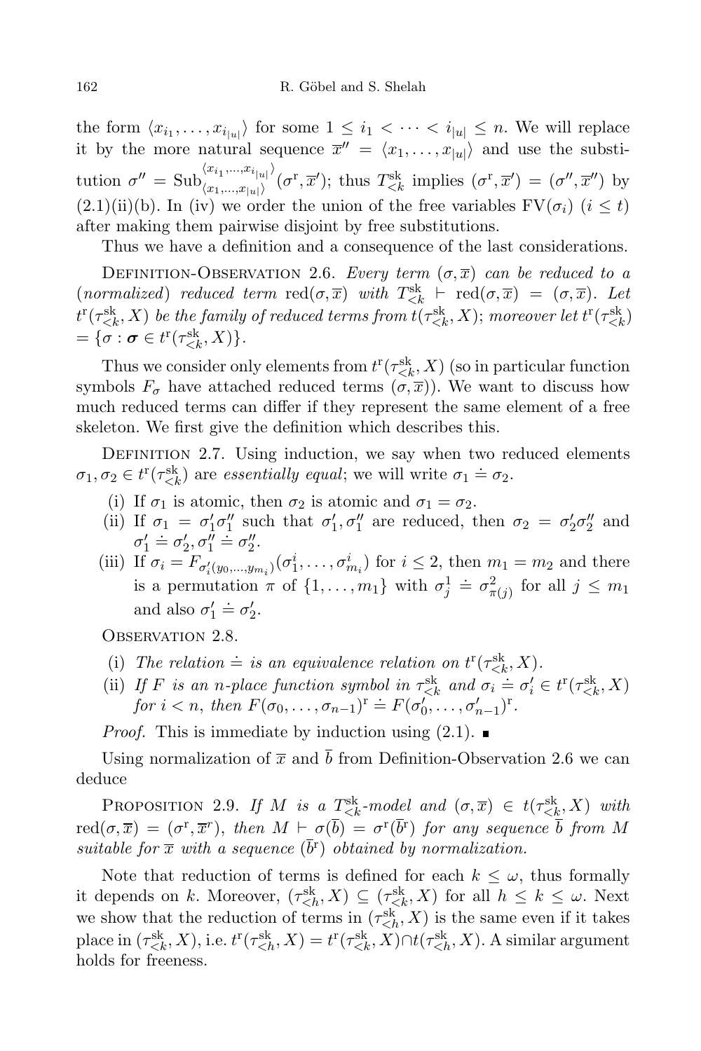the form $\langle x_{i_1}, \dots, x_{i_{|u|}} \rangle$ for some $1 \le i_1 < \dots < i_{|u|} \le n$. We will replace it by the more natural sequence $\overline{x}'' = \langle x_1, \dots, x_{|u|} \rangle$ and use the substitution $\sigma'' = \mathrm{Sub}^{\langle x_{i_1}, \dots, x_{i_{|u|}} \rangle}_{\langle x_1, \dots, x_{|u|} \rangle}(\sigma^{\mathrm{r}}, \overline{x}')$; thus $T^{\mathrm{sk}}_{<k}$ implies $(\sigma^{\mathrm{r}}, \overline{x}') = (\sigma'', \overline{x}'')$ by (2.1)(ii)(b). In (iv) we order the union of the free variables $\mathrm{FV}(\sigma_i)$ $(i \le t)$ after making them pairwise disjoint by free substitutions.

Thus we have a definition and a consequence of the last considerations.

Definition-Observation 2.6. *Every term $(\sigma, \overline{x})$ can be reduced to a (normalized) reduced term $\mathrm{red}(\sigma, \overline{x})$ with $T^{\mathrm{sk}}_{<k} \vdash \mathrm{red}(\sigma, \overline{x}) = (\sigma, \overline{x})$. Let $t^{\mathrm{r}}(\tau^{\mathrm{sk}}_{<k}, X)$ be the family of reduced terms from $t(\tau^{\mathrm{sk}}_{<k}, X)$; moreover let $t^{\mathrm{r}}(\tau^{\mathrm{sk}}_{<k}) = \{\sigma : \boldsymbol{\sigma} \in t^{\mathrm{r}}(\tau^{\mathrm{sk}}_{<k}, X)\}$.*

Thus we consider only elements from $t^{\mathrm{r}}(\tau^{\mathrm{sk}}_{<k}, X)$ (so in particular function symbols $F_\sigma$ have attached reduced terms $(\sigma, \overline{x})$). We want to discuss how much reduced terms can differ if they represent the same element of a free skeleton. We first give the definition which describes this.

Definition 2.7. Using induction, we say when two reduced elements $\sigma_1, \sigma_2 \in t^{\mathrm{r}}(\tau^{\mathrm{sk}}_{<k})$ are *essentially equal*; we will write $\sigma_1 \doteq \sigma_2$.

(i) If $\sigma_1$ is atomic, then $\sigma_2$ is atomic and $\sigma_1 = \sigma_2$.

(ii) If $\sigma_1 = \sigma_1' \sigma_1''$ such that $\sigma_1', \sigma_1''$ are reduced, then $\sigma_2 = \sigma_2' \sigma_2''$ and $\sigma_1' \doteq \sigma_2', \sigma_1'' \doteq \sigma_2''$.

(iii) If $\sigma_i = F_{\sigma_i'(y_0, \dots, y_{m_i})}(\sigma_1^i, \dots, \sigma_{m_i}^i)$ for $i \le 2$, then $m_1 = m_2$ and there is a permutation $\pi$ of $\{1, \dots, m_1\}$ with $\sigma_j^1 \doteq \sigma_{\pi(j)}^2$ for all $j \le m_1$ and also $\sigma_1' \doteq \sigma_2'$.

Observation 2.8.

(i) *The relation $\doteq$ is an equivalence relation on $t^{\mathrm{r}}(\tau^{\mathrm{sk}}_{<k}, X)$.*

(ii) *If $F$ is an $n$-place function symbol in $\tau^{\mathrm{sk}}_{<k}$ and $\sigma_i \doteq \sigma_i' \in t^{\mathrm{r}}(\tau^{\mathrm{sk}}_{<k}, X)$ for $i < n$, then $F(\sigma_0, \dots, \sigma_{n-1})^{\mathrm{r}} \doteq F(\sigma_0', \dots, \sigma_{n-1}')^{\mathrm{r}}$.*

*Proof.* This is immediate by induction using (2.1). ∎

Using normalization of $\overline{x}$ and $\overline{b}$ from Definition-Observation 2.6 we can deduce

Proposition 2.9. *If $M$ is a $T^{\mathrm{sk}}_{<k}$-model and $(\sigma, \overline{x}) \in t(\tau^{\mathrm{sk}}_{<k}, X)$ with $\mathrm{red}(\sigma, \overline{x}) = (\sigma^{\mathrm{r}}, \overline{x}^r)$, then $M \vdash \sigma(\overline{b}) = \sigma^{\mathrm{r}}(\overline{b}^{\mathrm{r}})$ for any sequence $\overline{b}$ from $M$ suitable for $\overline{x}$ with a sequence $(\overline{b}^{\mathrm{r}})$ obtained by normalization.*

Note that reduction of terms is defined for each $k \le \omega$, thus formally it depends on $k$. Moreover, $(\tau^{\mathrm{sk}}_{<h}, X) \subseteq (\tau^{\mathrm{sk}}_{<k}, X)$ for all $h \le k \le \omega$. Next we show that the reduction of terms in $(\tau^{\mathrm{sk}}_{<h}, X)$ is the same even if it takes place in $(\tau^{\mathrm{sk}}_{<k}, X)$, i.e. $t^{\mathrm{r}}(\tau^{\mathrm{sk}}_{<h}, X) = t^{\mathrm{r}}(\tau^{\mathrm{sk}}_{<k}, X) \cap t(\tau^{\mathrm{sk}}_{<h}, X)$. A similar argument holds for freeness.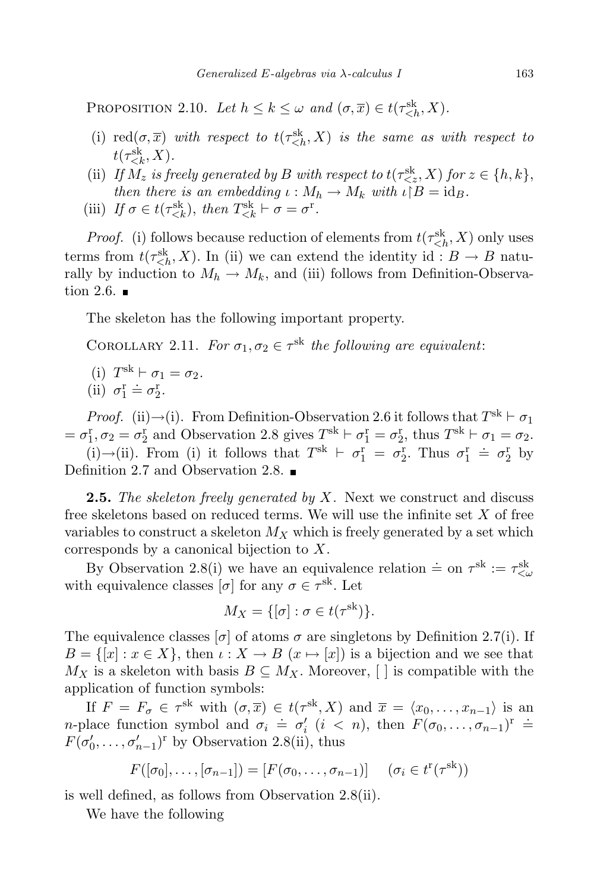Proposition 2.10. *Let $h \le k \le \omega$ and $(\sigma, \overline{x}) \in t(\tau^{\mathrm{sk}}_{<h}, X)$.*

- (i) *$\mathrm{red}(\sigma, \overline{x})$ with respect to $t(\tau^{\mathrm{sk}}_{<h}, X)$ is the same as with respect to $t(\tau^{\mathrm{sk}}_{<k}, X)$.*
- (ii) *If $M_z$ is freely generated by $B$ with respect to $t(\tau^{\mathrm{sk}}_{<z}, X)$ for $z \in \{h, k\}$, then there is an embedding $\iota : M_h \to M_k$ with $\iota \restriction B = \mathrm{id}_B$.*
- (iii) *If $\sigma \in t(\tau^{\mathrm{sk}}_{<k})$, then $T^{\mathrm{sk}}_{<k} \vdash \sigma = \sigma^{\mathrm{r}}$.*

*Proof.* (i) follows because reduction of elements from $t(\tau^{\mathrm{sk}}_{<h}, X)$ only uses terms from $t(\tau^{\mathrm{sk}}_{<h}, X)$. In (ii) we can extend the identity $\mathrm{id} : B \to B$ naturally by induction to $M_h \to M_k$, and (iii) follows from Definition-Observation 2.6. ∎

The skeleton has the following important property.

Corollary 2.11. *For $\sigma_1, \sigma_2 \in \tau^{\mathrm{sk}}$ the following are equivalent*:

- (i) *$T^{\mathrm{sk}} \vdash \sigma_1 = \sigma_2$.*
- (ii) *$\sigma_1^{\mathrm{r}} \doteq \sigma_2^{\mathrm{r}}$.*

*Proof.* (ii)→(i). From Definition-Observation 2.6 it follows that $T^{\mathrm{sk}} \vdash \sigma_1 = \sigma_1^{\mathrm{r}}, \sigma_2 = \sigma_2^{\mathrm{r}}$ and Observation 2.8 gives $T^{\mathrm{sk}} \vdash \sigma_1^{\mathrm{r}} = \sigma_2^{\mathrm{r}}$, thus $T^{\mathrm{sk}} \vdash \sigma_1 = \sigma_2$.

(i)→(ii). From (i) it follows that $T^{\mathrm{sk}} \vdash \sigma_1^{\mathrm{r}} = \sigma_2^{\mathrm{r}}$. Thus $\sigma_1^{\mathrm{r}} \doteq \sigma_2^{\mathrm{r}}$ by Definition 2.7 and Observation 2.8. ∎

**2.5.** *The skeleton freely generated by $X$.* Next we construct and discuss free skeletons based on reduced terms. We will use the infinite set $X$ of free variables to construct a skeleton $M_X$ which is freely generated by a set which corresponds by a canonical bijection to $X$.

By Observation 2.8(i) we have an equivalence relation $\doteq$ on $\tau^{\mathrm{sk}} := \tau^{\mathrm{sk}}_{<\omega}$ with equivalence classes $[\sigma]$ for any $\sigma \in \tau^{\mathrm{sk}}$. Let

$$M_X = \{[\sigma] : \sigma \in t(\tau^{\mathrm{sk}})\}.$$

The equivalence classes $[\sigma]$ of atoms $\sigma$ are singletons by Definition 2.7(i). If $B = \{[x] : x \in X\}$, then $\iota : X \to B$ $(x \mapsto [x])$ is a bijection and we see that $M_X$ is a skeleton with basis $B \subseteq M_X$. Moreover, $[\ ]$ is compatible with the application of function symbols:

If $F = F_\sigma \in \tau^{\mathrm{sk}}$ with $(\sigma, \overline{x}) \in t(\tau^{\mathrm{sk}}, X)$ and $\overline{x} = \langle x_0, \dots, x_{n-1} \rangle$ is an $n$-place function symbol and $\sigma_i \doteq \sigma_i'$ $(i < n)$, then $F(\sigma_0, \dots, \sigma_{n-1})^{\mathrm{r}} \doteq F(\sigma_0', \dots, \sigma_{n-1}')^{\mathrm{r}}$ by Observation 2.8(ii), thus

$$F([\sigma_0], \dots, [\sigma_{n-1}]) = [F(\sigma_0, \dots, \sigma_{n-1})] \quad (\sigma_i \in t^{\mathrm{r}}(\tau^{\mathrm{sk}}))$$

is well defined, as follows from Observation 2.8(ii).

We have the following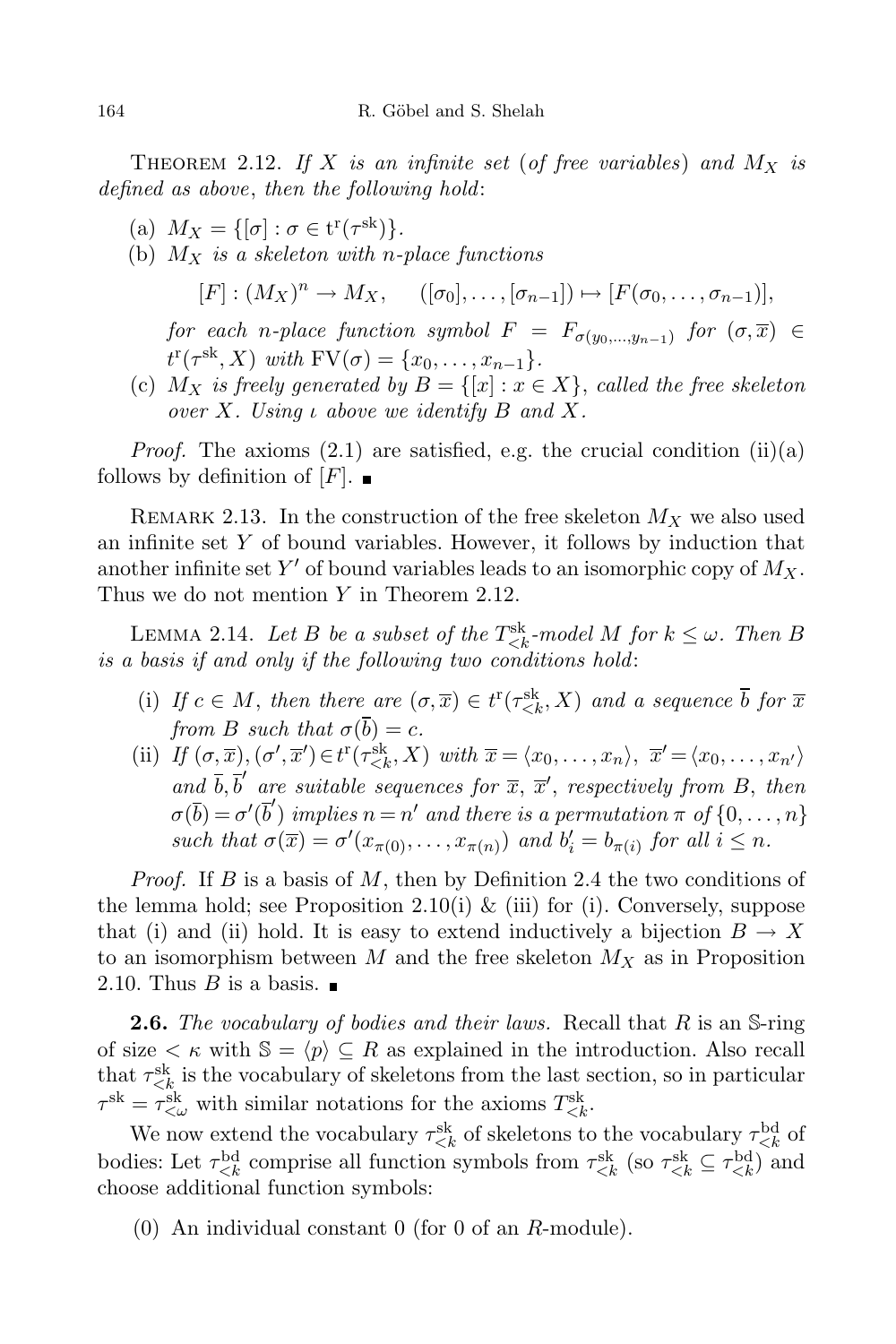THEOREM 2.12. *If $X$ is an infinite set* (*of free variables*) *and $M_X$ is defined as above*, *then the following hold*:

- (a) $M_X = \{[\sigma] : \sigma \in \mathrm{t}^{\mathrm{r}}(\tau^{\mathrm{sk}})\}$.
- (b) *$M_X$ is a skeleton with $n$-place functions*

$$[F] : (M_X)^n \to M_X, \qquad ([\sigma_0], \ldots, [\sigma_{n-1}]) \mapsto [F(\sigma_0, \ldots, \sigma_{n-1})],$$

  *for each $n$-place function symbol $F = F_{\sigma(y_0,\ldots,y_{n-1})}$ for $(\sigma, \overline{x}) \in \mathrm{t}^{\mathrm{r}}(\tau^{\mathrm{sk}}, X)$ with $\mathrm{FV}(\sigma) = \{x_0, \ldots, x_{n-1}\}$.*
- (c) *$M_X$ is freely generated by $B = \{[x] : x \in X\}$, called the free skeleton over $X$. Using $\iota$ above we identify $B$ and $X$.*

*Proof.* The axioms (2.1) are satisfied, e.g. the crucial condition (ii)(a) follows by definition of $[F]$. ∎

REMARK 2.13. In the construction of the free skeleton $M_X$ we also used an infinite set $Y$ of bound variables. However, it follows by induction that another infinite set $Y'$ of bound variables leads to an isomorphic copy of $M_X$. Thus we do not mention $Y$ in Theorem 2.12.

LEMMA 2.14. *Let $B$ be a subset of the $T^{\mathrm{sk}}_{<k}$-model $M$ for $k \le \omega$. Then $B$ is a basis if and only if the following two conditions hold*:

- (i) *If $c \in M$, then there are $(\sigma, \overline{x}) \in t^{\mathrm{r}}(\tau^{\mathrm{sk}}_{<k}, X)$ and a sequence $\overline{b}$ for $\overline{x}$ from $B$ such that $\sigma(\overline{b}) = c$.*
- (ii) *If $(\sigma, \overline{x}), (\sigma', \overline{x}') \in t^{\mathrm{r}}(\tau^{\mathrm{sk}}_{<k}, X)$ with $\overline{x} = \langle x_0, \ldots, x_n\rangle$, $\overline{x}' = \langle x_0, \ldots, x_{n'}\rangle$ and $\overline{b}, \overline{b}'$ are suitable sequences for $\overline{x}$, $\overline{x}'$, respectively from $B$, then $\sigma(\overline{b}) = \sigma'(\overline{b}')$ implies $n = n'$ and there is a permutation $\pi$ of $\{0, \ldots, n\}$ such that $\sigma(\overline{x}) = \sigma'(x_{\pi(0)}, \ldots, x_{\pi(n)})$ and $b'_i = b_{\pi(i)}$ for all $i \le n$.*

*Proof.* If $B$ is a basis of $M$, then by Definition 2.4 the two conditions of the lemma hold; see Proposition 2.10(i) & (iii) for (i). Conversely, suppose that (i) and (ii) hold. It is easy to extend inductively a bijection $B \to X$ to an isomorphism between $M$ and the free skeleton $M_X$ as in Proposition 2.10. Thus $B$ is a basis. ∎

**2.6.** *The vocabulary of bodies and their laws.* Recall that $R$ is an $\mathbb{S}$-ring of size $< \kappa$ with $\mathbb{S} = \langle p\rangle \subseteq R$ as explained in the introduction. Also recall that $\tau^{\mathrm{sk}}_{<k}$ is the vocabulary of skeletons from the last section, so in particular $\tau^{\mathrm{sk}} = \tau^{\mathrm{sk}}_{<\omega}$ with similar notations for the axioms $T^{\mathrm{sk}}_{<k}$.

We now extend the vocabulary $\tau^{\mathrm{sk}}_{<k}$ of skeletons to the vocabulary $\tau^{\mathrm{bd}}_{<k}$ of bodies: Let $\tau^{\mathrm{bd}}_{<k}$ comprise all function symbols from $\tau^{\mathrm{sk}}_{<k}$ (so $\tau^{\mathrm{sk}}_{<k} \subseteq \tau^{\mathrm{bd}}_{<k}$) and choose additional function symbols:

(0) An individual constant 0 (for 0 of an $R$-module).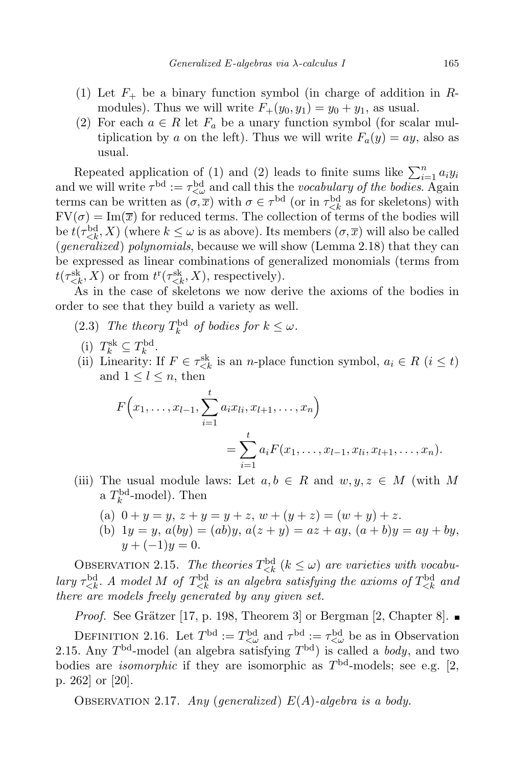(1) Let $F_+$ be a binary function symbol (in charge of addition in $R$-modules). Thus we will write $F_+(y_0, y_1) = y_0 + y_1$, as usual.
(2) For each $a \in R$ let $F_a$ be a unary function symbol (for scalar multiplication by $a$ on the left). Thus we will write $F_a(y) = ay$, also as usual.

Repeated application of (1) and (2) leads to finite sums like $\sum_{i=1}^{n} a_i y_i$ and we will write $\tau^{\mathrm{bd}} := \tau^{\mathrm{bd}}_{<\omega}$ and call this the *vocabulary of the bodies*. Again terms can be written as $(\sigma, \overline{x})$ with $\sigma \in \tau^{\mathrm{bd}}$ (or in $\tau^{\mathrm{bd}}_{<k}$ as for skeletons) with $\mathrm{FV}(\sigma) = \mathrm{Im}(\overline{x})$ for reduced terms. The collection of terms of the bodies will be $t(\tau^{\mathrm{bd}}_{<k}, X)$ (where $k \leq \omega$ is as above). Its members $(\sigma, \overline{x})$ will also be called (*generalized*) *polynomials*, because we will show (Lemma 2.18) that they can be expressed as linear combinations of generalized monomials (terms from $t(\tau^{\mathrm{sk}}_{<k}, X)$ or from $t^{\mathrm{r}}(\tau^{\mathrm{sk}}_{<k}, X)$, respectively).

As in the case of skeletons we now derive the axioms of the bodies in order to see that they build a variety as well.

(2.3) *The theory $T^{\mathrm{bd}}_k$ of bodies for $k \leq \omega$.*

(i) $T^{\mathrm{sk}}_k \subseteq T^{\mathrm{bd}}_k$.

(ii) Linearity: If $F \in \tau^{\mathrm{sk}}_{<k}$ is an $n$-place function symbol, $a_i \in R$ ($i \leq t$) and $1 \leq l \leq n$, then

$$F\Big(x_1, \ldots, x_{l-1}, \sum_{i=1}^{t} a_i x_{li}, x_{l+1}, \ldots, x_n\Big) = \sum_{i=1}^{t} a_i F(x_1, \ldots, x_{l-1}, x_{li}, x_{l+1}, \ldots, x_n).$$

(iii) The usual module laws: Let $a, b \in R$ and $w, y, z \in M$ (with $M$ a $T^{\mathrm{bd}}_k$-model). Then

(a) $0 + y = y$, $z + y = y + z$, $w + (y + z) = (w + y) + z$.

(b) $1y = y$, $a(by) = (ab)y$, $a(z + y) = az + ay$, $(a + b)y = ay + by$, $y + (-1)y = 0$.

Observation 2.15. *The theories $T^{\mathrm{bd}}_{<k}$ ($k \leq \omega$) are varieties with vocabulary $\tau^{\mathrm{bd}}_{<k}$. A model $M$ of $T^{\mathrm{bd}}_{<k}$ is an algebra satisfying the axioms of $T^{\mathrm{bd}}_{<k}$ and there are models freely generated by any given set.*

*Proof.* See Grätzer [17, p. 198, Theorem 3] or Bergman [2, Chapter 8]. ∎

Definition 2.16. Let $T^{\mathrm{bd}} := T^{\mathrm{bd}}_{<\omega}$ and $\tau^{\mathrm{bd}} := \tau^{\mathrm{bd}}_{<\omega}$ be as in Observation 2.15. Any $T^{\mathrm{bd}}$-model (an algebra satisfying $T^{\mathrm{bd}}$) is called a *body*, and two bodies are *isomorphic* if they are isomorphic as $T^{\mathrm{bd}}$-models; see e.g. [2, p. 262] or [20].

Observation 2.17. *Any* (*generalized*) *$E(A)$-algebra is a body.*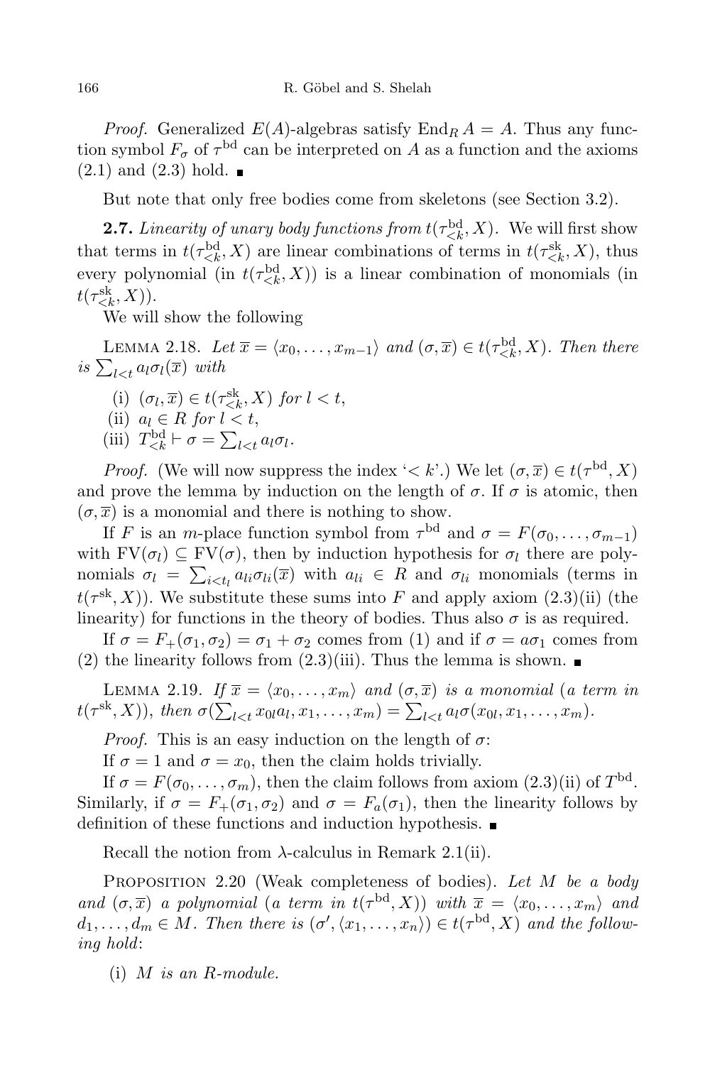*Proof.* Generalized $E(A)$-algebras satisfy $\operatorname{End}_R A = A$. Thus any function symbol $F_\sigma$ of $\tau^{\mathrm{bd}}$ can be interpreted on $A$ as a function and the axioms (2.1) and (2.3) hold. ∎

But note that only free bodies come from skeletons (see Section 3.2).

**2.7.** *Linearity of unary body functions from $t(\tau^{\mathrm{bd}}_{<k}, X)$.* We will first show that terms in $t(\tau^{\mathrm{bd}}_{<k}, X)$ are linear combinations of terms in $t(\tau^{\mathrm{sk}}_{<k}, X)$, thus every polynomial (in $t(\tau^{\mathrm{bd}}_{<k}, X)$) is a linear combination of monomials (in $t(\tau^{\mathrm{sk}}_{<k}, X)$).

We will show the following

LEMMA 2.18. *Let $\overline{x} = \langle x_0, \ldots, x_{m-1}\rangle$ and $(\sigma, \overline{x}) \in t(\tau^{\mathrm{bd}}_{<k}, X)$. Then there is $\sum_{l<t} a_l \sigma_l(\overline{x})$ with*

(i) *$(\sigma_l, \overline{x}) \in t(\tau^{\mathrm{sk}}_{<k}, X)$ for $l < t$,*
(ii) *$a_l \in R$ for $l < t$,*
(iii) *$T^{\mathrm{bd}}_{<k} \vdash \sigma = \sum_{l<t} a_l \sigma_l$.*

*Proof.* (We will now suppress the index '$< k$'.) We let $(\sigma, \overline{x}) \in t(\tau^{\mathrm{bd}}, X)$ and prove the lemma by induction on the length of $\sigma$. If $\sigma$ is atomic, then $(\sigma, \overline{x})$ is a monomial and there is nothing to show.

If $F$ is an $m$-place function symbol from $\tau^{\mathrm{bd}}$ and $\sigma = F(\sigma_0, \ldots, \sigma_{m-1})$ with $\mathrm{FV}(\sigma_l) \subseteq \mathrm{FV}(\sigma)$, then by induction hypothesis for $\sigma_l$ there are polynomials $\sigma_l = \sum_{i<t_l} a_{li}\sigma_{li}(\overline{x})$ with $a_{li} \in R$ and $\sigma_{li}$ monomials (terms in $t(\tau^{\mathrm{sk}}, X)$). We substitute these sums into $F$ and apply axiom (2.3)(ii) (the linearity) for functions in the theory of bodies. Thus also $\sigma$ is as required.

If $\sigma = F_+(\sigma_1, \sigma_2) = \sigma_1 + \sigma_2$ comes from (1) and if $\sigma = a\sigma_1$ comes from (2) the linearity follows from (2.3)(iii). Thus the lemma is shown. ∎

LEMMA 2.19. *If $\overline{x} = \langle x_0, \ldots, x_m\rangle$ and $(\sigma, \overline{x})$ is a monomial (a term in $t(\tau^{\mathrm{sk}}, X)$), then $\sigma(\sum_{l<t} x_{0l}a_l, x_1, \ldots, x_m) = \sum_{l<t} a_l \sigma(x_{0l}, x_1, \ldots, x_m)$.*

*Proof.* This is an easy induction on the length of $\sigma$:

If $\sigma = 1$ and $\sigma = x_0$, then the claim holds trivially.

If $\sigma = F(\sigma_0, \ldots, \sigma_m)$, then the claim follows from axiom (2.3)(ii) of $T^{\mathrm{bd}}$. Similarly, if $\sigma = F_+(\sigma_1, \sigma_2)$ and $\sigma = F_a(\sigma_1)$, then the linearity follows by definition of these functions and induction hypothesis. ∎

Recall the notion from $\lambda$-calculus in Remark 2.1(ii).

PROPOSITION 2.20 (Weak completeness of bodies). *Let $M$ be a body and $(\sigma, \overline{x})$ a polynomial (a term in $t(\tau^{\mathrm{bd}}, X)$) with $\overline{x} = \langle x_0, \ldots, x_m\rangle$ and $d_1, \ldots, d_m \in M$. Then there is $(\sigma', \langle x_1, \ldots, x_n\rangle) \in t(\tau^{\mathrm{bd}}, X)$ and the following hold*:

(i) *$M$ is an $R$-module.*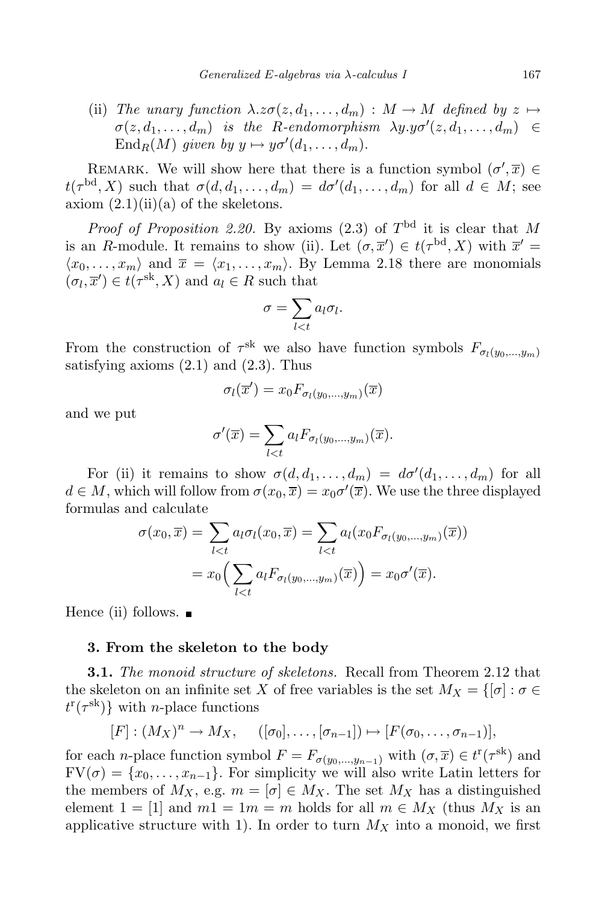(ii) *The unary function* $\lambda.z\sigma(z,d_1,\ldots,d_m) : M \to M$ *defined by* $z \mapsto \sigma(z,d_1,\ldots,d_m)$ *is the* $R$*-endomorphism* $\lambda y.y\sigma'(z,d_1,\ldots,d_m) \in \mathrm{End}_R(M)$ *given by* $y \mapsto y\sigma'(d_1,\ldots,d_m)$.

Remark. We will show here that there is a function symbol $(\sigma',\overline{x}) \in t(\tau^{\mathrm{bd}},X)$ such that $\sigma(d,d_1,\ldots,d_m) = d\sigma'(d_1,\ldots,d_m)$ for all $d \in M$; see axiom (2.1)(ii)(a) of the skeletons.

*Proof of Proposition 2.20.* By axioms (2.3) of $T^{\mathrm{bd}}$ it is clear that $M$ is an $R$-module. It remains to show (ii). Let $(\sigma,\overline{x}') \in t(\tau^{\mathrm{bd}},X)$ with $\overline{x}' = \langle x_0,\ldots,x_m\rangle$ and $\overline{x} = \langle x_1,\ldots,x_m\rangle$. By Lemma 2.18 there are monomials $(\sigma_l,\overline{x}') \in t(\tau^{\mathrm{sk}},X)$ and $a_l \in R$ such that

$$\sigma = \sum_{l<t} a_l\sigma_l.$$

From the construction of $\tau^{\mathrm{sk}}$ we also have function symbols $F_{\sigma_l(y_0,\ldots,y_m)}$ satisfying axioms (2.1) and (2.3). Thus

$$\sigma_l(\overline{x}') = x_0F_{\sigma_l(y_0,\ldots,y_m)}(\overline{x})$$

and we put

$$\sigma'(\overline{x}) = \sum_{l<t} a_lF_{\sigma_l(y_0,\ldots,y_m)}(\overline{x}).$$

For (ii) it remains to show $\sigma(d,d_1,\ldots,d_m) = d\sigma'(d_1,\ldots,d_m)$ for all $d \in M$, which will follow from $\sigma(x_0,\overline{x}) = x_0\sigma'(\overline{x})$. We use the three displayed formulas and calculate

$$\sigma(x_0,\overline{x}) = \sum_{l<t} a_l\sigma_l(x_0,\overline{x}) = \sum_{l<t} a_l(x_0F_{\sigma_l(y_0,\ldots,y_m)}(\overline{x}))$$
$$= x_0\Big(\sum_{l<t} a_lF_{\sigma_l(y_0,\ldots,y_m)}(\overline{x})\Big) = x_0\sigma'(\overline{x}).$$

Hence (ii) follows. ∎

### 3. From the skeleton to the body

**3.1.** *The monoid structure of skeletons.* Recall from Theorem 2.12 that the skeleton on an infinite set $X$ of free variables is the set $M_X = \{[\sigma] : \sigma \in t^{\mathrm{r}}(\tau^{\mathrm{sk}})\}$ with $n$-place functions

$$[F] : (M_X)^n \to M_X, \quad ([\sigma_0],\ldots,[\sigma_{n-1}]) \mapsto [F(\sigma_0,\ldots,\sigma_{n-1})],$$

for each $n$-place function symbol $F = F_{\sigma(y_0,\ldots,y_{n-1})}$ with $(\sigma,\overline{x}) \in t^{\mathrm{r}}(\tau^{\mathrm{sk}})$ and $\mathrm{FV}(\sigma) = \{x_0,\ldots,x_{n-1}\}$. For simplicity we will also write Latin letters for the members of $M_X$, e.g. $m = [\sigma] \in M_X$. The set $M_X$ has a distinguished element $1 = [1]$ and $m1 = 1m = m$ holds for all $m \in M_X$ (thus $M_X$ is an applicative structure with 1). In order to turn $M_X$ into a monoid, we first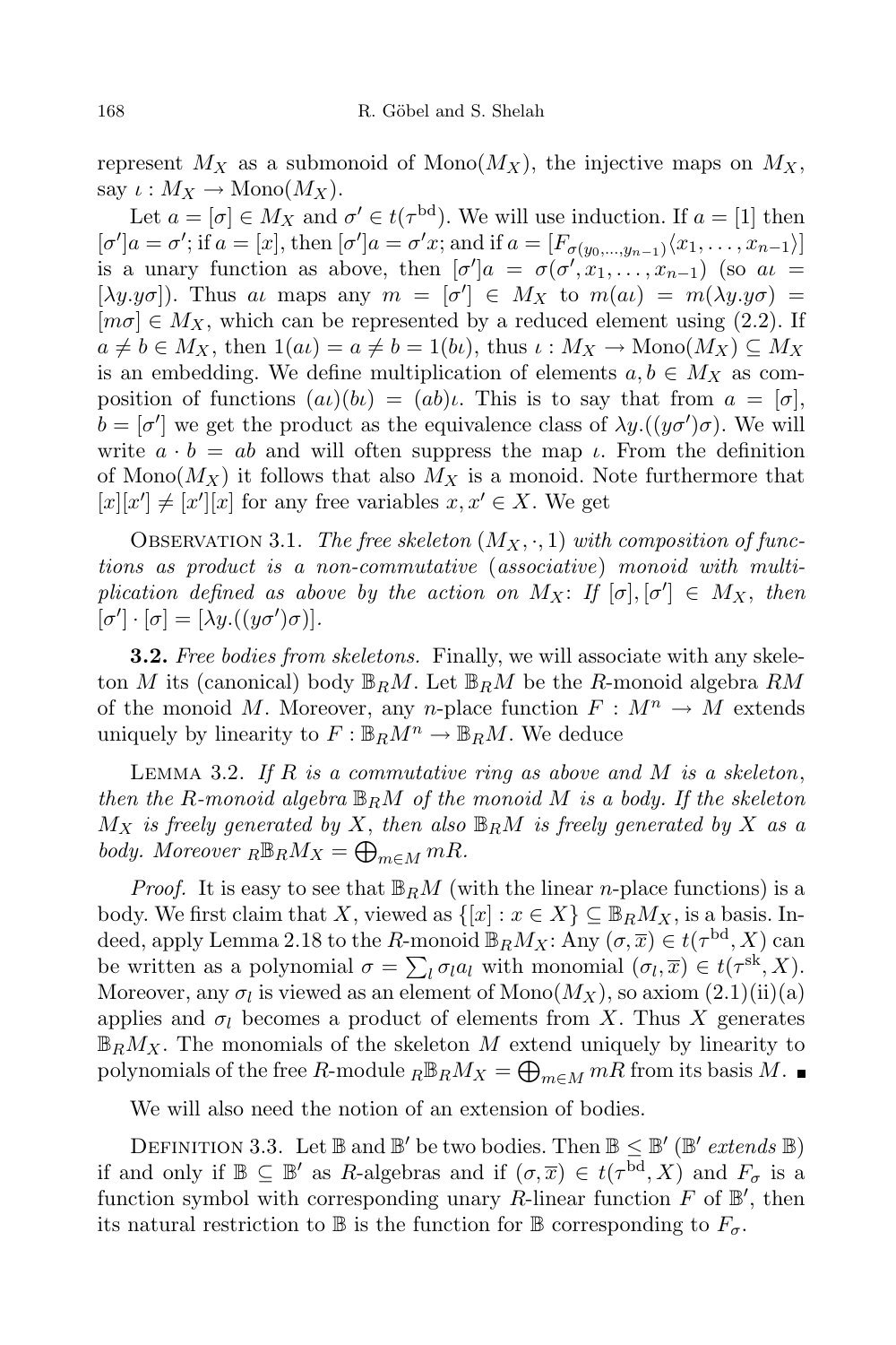represent $M_X$ as a submonoid of $\mathrm{Mono}(M_X)$, the injective maps on $M_X$, say $\iota : M_X \to \mathrm{Mono}(M_X)$.

Let $a = [\sigma] \in M_X$ and $\sigma' \in t(\tau^{\mathrm{bd}})$. We will use induction. If $a = [1]$ then $[\sigma']a = \sigma'$; if $a = [x]$, then $[\sigma']a = \sigma' x$; and if $a = [F_{\sigma(y_0,\dots,y_{n-1})}\langle x_1,\dots,x_{n-1}\rangle]$ is a unary function as above, then $[\sigma']a = \sigma(\sigma', x_1, \dots, x_{n-1})$ (so $a\iota = [\lambda y.y\sigma]$). Thus $a\iota$ maps any $m = [\sigma'] \in M_X$ to $m(a\iota) = m(\lambda y.y\sigma) = [m\sigma] \in M_X$, which can be represented by a reduced element using (2.2). If $a \neq b \in M_X$, then $1(a\iota) = a \neq b = 1(b\iota)$, thus $\iota : M_X \to \mathrm{Mono}(M_X) \subseteq M_X$ is an embedding. We define multiplication of elements $a, b \in M_X$ as composition of functions $(a\iota)(b\iota) = (ab)\iota$. This is to say that from $a = [\sigma]$, $b = [\sigma']$ we get the product as the equivalence class of $\lambda y.((y\sigma')\sigma)$. We will write $a \cdot b = ab$ and will often suppress the map $\iota$. From the definition of $\mathrm{Mono}(M_X)$ it follows that also $M_X$ is a monoid. Note furthermore that $[x][x'] \neq [x'][x]$ for any free variables $x, x' \in X$. We get

Observation 3.1. *The free skeleton $(M_X, \cdot, 1)$ with composition of functions as product is a non-commutative (associative) monoid with multiplication defined as above by the action on $M_X$: If $[\sigma], [\sigma'] \in M_X$, then $[\sigma'] \cdot [\sigma] = [\lambda y.((y\sigma')\sigma)]$.*

**3.2.** *Free bodies from skeletons.* Finally, we will associate with any skeleton $M$ its (canonical) body $\mathbb{B}_R M$. Let $\mathbb{B}_R M$ be the $R$-monoid algebra $RM$ of the monoid $M$. Moreover, any $n$-place function $F : M^n \to M$ extends uniquely by linearity to $F : \mathbb{B}_R M^n \to \mathbb{B}_R M$. We deduce

Lemma 3.2. *If $R$ is a commutative ring as above and $M$ is a skeleton, then the $R$-monoid algebra $\mathbb{B}_R M$ of the monoid $M$ is a body. If the skeleton $M_X$ is freely generated by $X$, then also $\mathbb{B}_R M$ is freely generated by $X$ as a body. Moreover ${}_R\mathbb{B}_R M_X = \bigoplus_{m\in M} mR$.*

*Proof.* It is easy to see that $\mathbb{B}_R M$ (with the linear $n$-place functions) is a body. We first claim that $X$, viewed as $\{[x] : x \in X\} \subseteq \mathbb{B}_R M_X$, is a basis. Indeed, apply Lemma 2.18 to the $R$-monoid $\mathbb{B}_R M_X$: Any $(\sigma, \overline{x}) \in t(\tau^{\mathrm{bd}}, X)$ can be written as a polynomial $\sigma = \sum_l \sigma_l a_l$ with monomial $(\sigma_l, \overline{x}) \in t(\tau^{\mathrm{sk}}, X)$. Moreover, any $\sigma_l$ is viewed as an element of $\mathrm{Mono}(M_X)$, so axiom (2.1)(ii)(a) applies and $\sigma_l$ becomes a product of elements from $X$. Thus $X$ generates $\mathbb{B}_R M_X$. The monomials of the skeleton $M$ extend uniquely by linearity to polynomials of the free $R$-module ${}_R\mathbb{B}_R M_X = \bigoplus_{m\in M} mR$ from its basis $M$. ∎

We will also need the notion of an extension of bodies.

Definition 3.3. Let $\mathbb{B}$ and $\mathbb{B}'$ be two bodies. Then $\mathbb{B} \leq \mathbb{B}'$ ($\mathbb{B}'$ *extends* $\mathbb{B}$) if and only if $\mathbb{B} \subseteq \mathbb{B}'$ as $R$-algebras and if $(\sigma, \overline{x}) \in t(\tau^{\mathrm{bd}}, X)$ and $F_\sigma$ is a function symbol with corresponding unary $R$-linear function $F$ of $\mathbb{B}'$, then its natural restriction to $\mathbb{B}$ is the function for $\mathbb{B}$ corresponding to $F_\sigma$.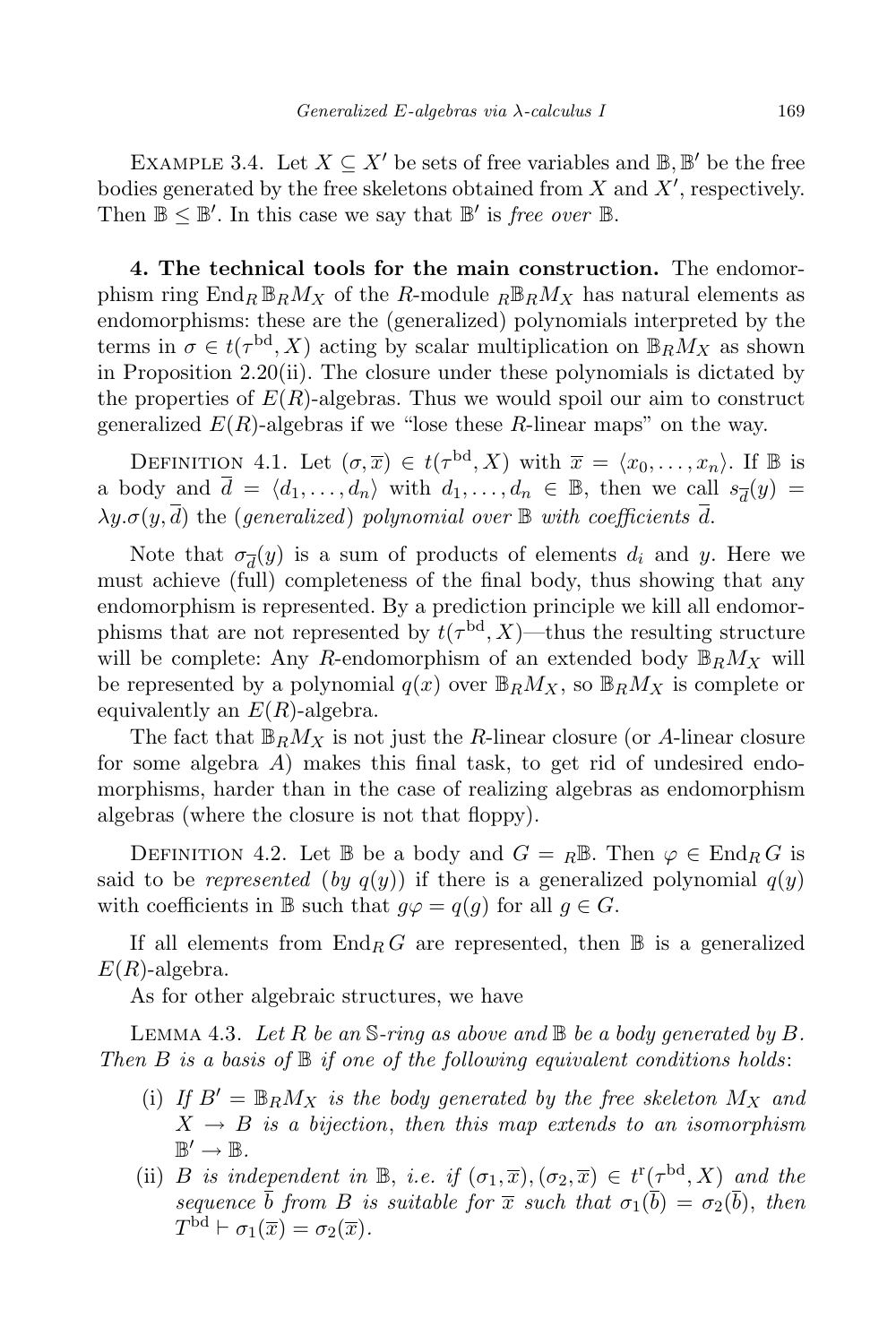EXAMPLE 3.4. Let $X \subseteq X'$ be sets of free variables and $\mathbb{B}, \mathbb{B}'$ be the free bodies generated by the free skeletons obtained from $X$ and $X'$, respectively. Then $\mathbb{B} \leq \mathbb{B}'$. In this case we say that $\mathbb{B}'$ is *free over* $\mathbb{B}$.

**4. The technical tools for the main construction.** The endomorphism ring $\operatorname{End}_R \mathbb{B}_R M_X$ of the $R$-module ${}_R\mathbb{B}_R M_X$ has natural elements as endomorphisms: these are the (generalized) polynomials interpreted by the terms in $\sigma \in t(\tau^{\mathrm{bd}}, X)$ acting by scalar multiplication on $\mathbb{B}_R M_X$ as shown in Proposition 2.20(ii). The closure under these polynomials is dictated by the properties of $E(R)$-algebras. Thus we would spoil our aim to construct generalized $E(R)$-algebras if we "lose these $R$-linear maps" on the way.

DEFINITION 4.1. Let $(\sigma, \overline{x}) \in t(\tau^{\mathrm{bd}}, X)$ with $\overline{x} = \langle x_0, \ldots, x_n \rangle$. If $\mathbb{B}$ is a body and $\overline{d} = \langle d_1, \ldots, d_n \rangle$ with $d_1, \ldots, d_n \in \mathbb{B}$, then we call $s_{\overline{d}}(y) = \lambda y.\sigma(y, \overline{d})$ the (*generalized*) *polynomial over* $\mathbb{B}$ *with coefficients* $\overline{d}$.

Note that $\sigma_{\overline{d}}(y)$ is a sum of products of elements $d_i$ and $y$. Here we must achieve (full) completeness of the final body, thus showing that any endomorphism is represented. By a prediction principle we kill all endomorphisms that are not represented by $t(\tau^{\mathrm{bd}}, X)$—thus the resulting structure will be complete: Any $R$-endomorphism of an extended body $\mathbb{B}_R M_X$ will be represented by a polynomial $q(x)$ over $\mathbb{B}_R M_X$, so $\mathbb{B}_R M_X$ is complete or equivalently an $E(R)$-algebra.

The fact that $\mathbb{B}_R M_X$ is not just the $R$-linear closure (or $A$-linear closure for some algebra $A$) makes this final task, to get rid of undesired endomorphisms, harder than in the case of realizing algebras as endomorphism algebras (where the closure is not that floppy).

DEFINITION 4.2. Let $\mathbb{B}$ be a body and $G = {}_R\mathbb{B}$. Then $\varphi \in \operatorname{End}_R G$ is said to be *represented* (*by* $q(y)$) if there is a generalized polynomial $q(y)$ with coefficients in $\mathbb{B}$ such that $g\varphi = q(g)$ for all $g \in G$.

If all elements from $\operatorname{End}_R G$ are represented, then $\mathbb{B}$ is a generalized $E(R)$-algebra.

As for other algebraic structures, we have

LEMMA 4.3. *Let $R$ be an $\mathbb{S}$-ring as above and $\mathbb{B}$ be a body generated by $B$. Then $B$ is a basis of $\mathbb{B}$ if one of the following equivalent conditions holds*:

(i) *If $B' = \mathbb{B}_R M_X$ is the body generated by the free skeleton $M_X$ and $X \to B$ is a bijection, then this map extends to an isomorphism $\mathbb{B}' \to \mathbb{B}$.*

(ii) *$B$ is independent in $\mathbb{B}$, i.e. if $(\sigma_1, \overline{x}), (\sigma_2, \overline{x}) \in t^{\mathrm{r}}(\tau^{\mathrm{bd}}, X)$ and the sequence $\overline{b}$ from $B$ is suitable for $\overline{x}$ such that $\sigma_1(\overline{b}) = \sigma_2(\overline{b})$, then $T^{\mathrm{bd}} \vdash \sigma_1(\overline{x}) = \sigma_2(\overline{x})$.*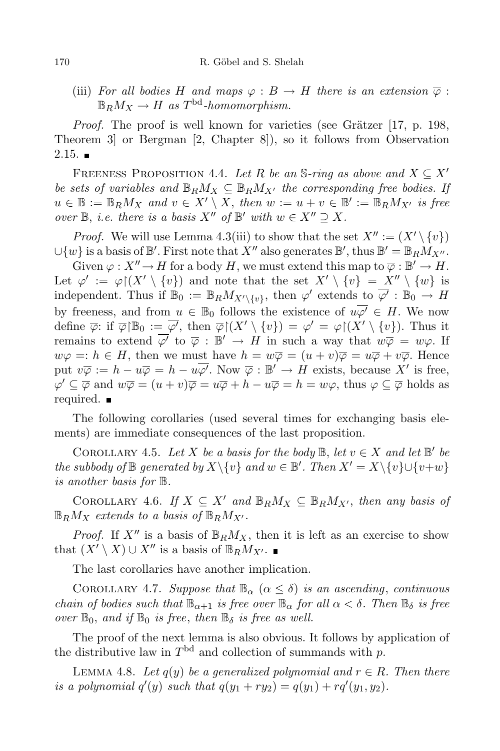(iii) *For all bodies $H$ and maps $\varphi : B \to H$ there is an extension $\overline{\varphi} : \mathbb{B}_R M_X \to H$ as $T^{\mathrm{bd}}$-homomorphism.*

*Proof.* The proof is well known for varieties (see Grätzer [17, p. 198, Theorem 3] or Bergman [2, Chapter 8]), so it follows from Observation 2.15. ■

Freeness Proposition 4.4. *Let $R$ be an $\mathbb{S}$-ring as above and $X \subseteq X'$ be sets of variables and $\mathbb{B}_R M_X \subseteq \mathbb{B}_R M_{X'}$ the corresponding free bodies. If $u \in \mathbb{B} := \mathbb{B}_R M_X$ and $v \in X' \setminus X$, then $w := u + v \in \mathbb{B}' := \mathbb{B}_R M_{X'}$ is free over $\mathbb{B}$, i.e. there is a basis $X''$ of $\mathbb{B}'$ with $w \in X'' \supseteq X$.*

*Proof.* We will use Lemma 4.3(iii) to show that the set $X'' := (X' \setminus \{v\}) \cup \{w\}$ is a basis of $\mathbb{B}'$. First note that $X''$ also generates $\mathbb{B}'$, thus $\mathbb{B}' = \mathbb{B}_R M_{X''}$.

Given $\varphi : X'' \to H$ for a body $H$, we must extend this map to $\overline{\varphi} : \mathbb{B}' \to H$. Let $\varphi' := \varphi\restriction(X' \setminus \{v\})$ and note that the set $X' \setminus \{v\} = X'' \setminus \{w\}$ is independent. Thus if $\mathbb{B}_0 := \mathbb{B}_R M_{X' \setminus \{v\}}$, then $\varphi'$ extends to $\overline{\varphi'} : \mathbb{B}_0 \to H$ by freeness, and from $u \in \mathbb{B}_0$ follows the existence of $u\overline{\varphi'} \in H$. We now define $\overline{\varphi}$: if $\overline{\varphi}\restriction\mathbb{B}_0 := \overline{\varphi'}$, then $\overline{\varphi}\restriction(X' \setminus \{v\}) = \varphi' = \varphi\restriction(X' \setminus \{v\})$. Thus it remains to extend $\overline{\varphi'}$ to $\overline{\varphi} : \mathbb{B}' \to H$ in such a way that $w\overline{\varphi} = w\varphi$. If $w\varphi =: h \in H$, then we must have $h = w\overline{\varphi} = (u + v)\overline{\varphi} = u\overline{\varphi} + v\overline{\varphi}$. Hence put $v\overline{\varphi} := h - u\overline{\varphi} = h - u\overline{\varphi'}$. Now $\overline{\varphi} : \mathbb{B}' \to H$ exists, because $X'$ is free, $\varphi' \subseteq \overline{\varphi}$ and $w\overline{\varphi} = (u + v)\overline{\varphi} = u\overline{\varphi} + h - u\overline{\varphi} = h = w\varphi$, thus $\varphi \subseteq \overline{\varphi}$ holds as required. ■

The following corollaries (used several times for exchanging basis elements) are immediate consequences of the last proposition.

Corollary 4.5. *Let $X$ be a basis for the body $\mathbb{B}$, let $v \in X$ and let $\mathbb{B}'$ be the subbody of $\mathbb{B}$ generated by $X \setminus \{v\}$ and $w \in \mathbb{B}'$. Then $X' = X \setminus \{v\} \cup \{v + w\}$ is another basis for $\mathbb{B}$.*

Corollary 4.6. *If $X \subseteq X'$ and $\mathbb{B}_R M_X \subseteq \mathbb{B}_R M_{X'}$, then any basis of $\mathbb{B}_R M_X$ extends to a basis of $\mathbb{B}_R M_{X'}$.*

*Proof.* If $X''$ is a basis of $\mathbb{B}_R M_X$, then it is left as an exercise to show that $(X' \setminus X) \cup X''$ is a basis of $\mathbb{B}_R M_{X'}$. ■

The last corollaries have another implication.

Corollary 4.7. *Suppose that $\mathbb{B}_\alpha$ ($\alpha \le \delta$) is an ascending, continuous chain of bodies such that $\mathbb{B}_{\alpha+1}$ is free over $\mathbb{B}_\alpha$ for all $\alpha < \delta$. Then $\mathbb{B}_\delta$ is free over $\mathbb{B}_0$, and if $\mathbb{B}_0$ is free, then $\mathbb{B}_\delta$ is free as well.*

The proof of the next lemma is also obvious. It follows by application of the distributive law in $T^{\mathrm{bd}}$ and collection of summands with $p$.

Lemma 4.8. *Let $q(y)$ be a generalized polynomial and $r \in R$. Then there is a polynomial $q'(y)$ such that $q(y_1 + ry_2) = q(y_1) + rq'(y_1, y_2)$.*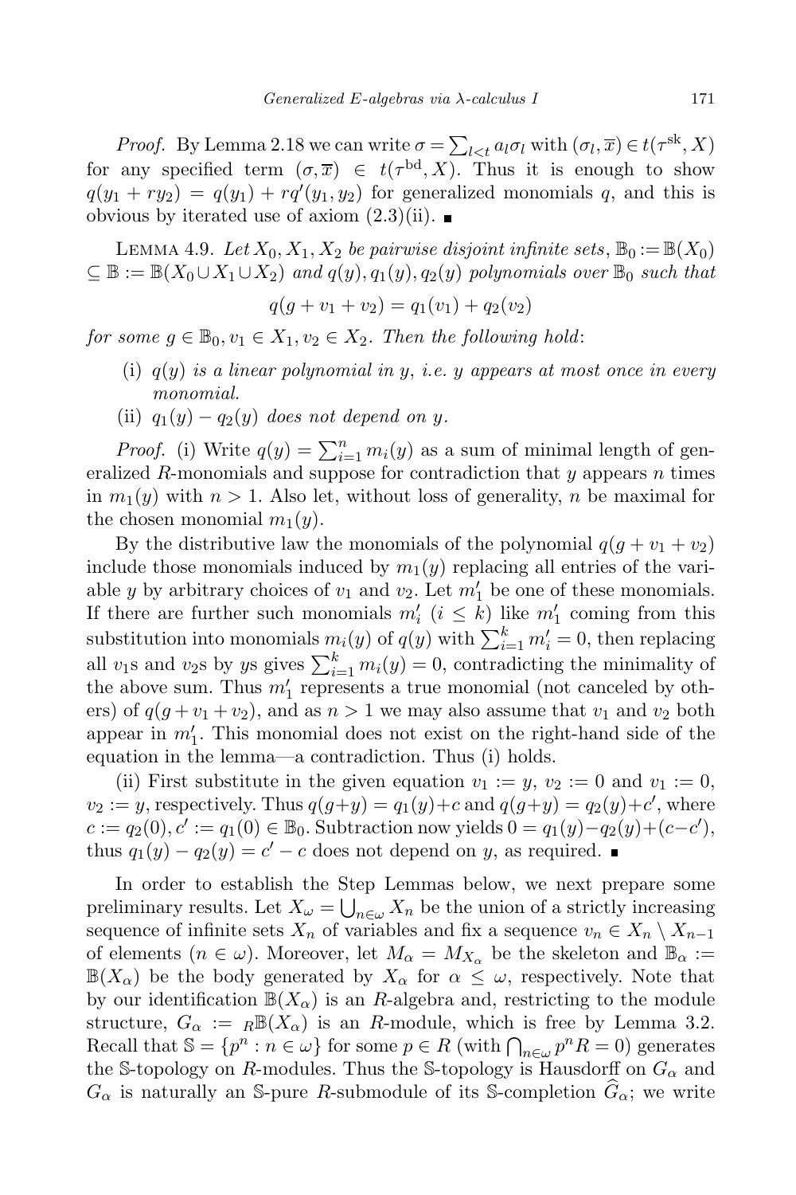*Proof.* By Lemma 2.18 we can write $\sigma = \sum_{l<t} a_l \sigma_l$ with $(\sigma_l, \overline{x}) \in t(\tau^{\mathrm{sk}}, X)$ for any specified term $(\sigma, \overline{x}) \in t(\tau^{\mathrm{bd}}, X)$. Thus it is enough to show $q(y_1 + ry_2) = q(y_1) + rq'(y_1, y_2)$ for generalized monomials $q$, and this is obvious by iterated use of axiom (2.3)(ii). ■

LEMMA 4.9. *Let $X_0, X_1, X_2$ be pairwise disjoint infinite sets, $\mathbb{B}_0 := \mathbb{B}(X_0) \subseteq \mathbb{B} := \mathbb{B}(X_0 \cup X_1 \cup X_2)$ and $q(y), q_1(y), q_2(y)$ polynomials over $\mathbb{B}_0$ such that*

$$q(g + v_1 + v_2) = q_1(v_1) + q_2(v_2)$$

*for some $g \in \mathbb{B}_0, v_1 \in X_1, v_2 \in X_2$. Then the following hold:*

- (i) *$q(y)$ is a linear polynomial in $y$, i.e. $y$ appears at most once in every monomial.*
- (ii) *$q_1(y) - q_2(y)$ does not depend on $y$.*

*Proof.* (i) Write $q(y) = \sum_{i=1}^{n} m_i(y)$ as a sum of minimal length of generalized $R$-monomials and suppose for contradiction that $y$ appears $n$ times in $m_1(y)$ with $n > 1$. Also let, without loss of generality, $n$ be maximal for the chosen monomial $m_1(y)$.

By the distributive law the monomials of the polynomial $q(g + v_1 + v_2)$ include those monomials induced by $m_1(y)$ replacing all entries of the variable $y$ by arbitrary choices of $v_1$ and $v_2$. Let $m_1'$ be one of these monomials. If there are further such monomials $m_i'$ $(i \leq k)$ like $m_1'$ coming from this substitution into monomials $m_i(y)$ of $q(y)$ with $\sum_{i=1}^{k} m_i' = 0$, then replacing all $v_1$s and $v_2$s by $y$s gives $\sum_{i=1}^{k} m_i(y) = 0$, contradicting the minimality of the above sum. Thus $m_1'$ represents a true monomial (not canceled by others) of $q(g + v_1 + v_2)$, and as $n > 1$ we may also assume that $v_1$ and $v_2$ both appear in $m_1'$. This monomial does not exist on the right-hand side of the equation in the lemma—a contradiction. Thus (i) holds.

(ii) First substitute in the given equation $v_1 := y$, $v_2 := 0$ and $v_1 := 0$, $v_2 := y$, respectively. Thus $q(g+y) = q_1(y) + c$ and $q(g+y) = q_2(y) + c'$, where $c := q_2(0), c' := q_1(0) \in \mathbb{B}_0$. Subtraction now yields $0 = q_1(y) - q_2(y) + (c - c')$, thus $q_1(y) - q_2(y) = c' - c$ does not depend on $y$, as required. ■

In order to establish the Step Lemmas below, we next prepare some preliminary results. Let $X_\omega = \bigcup_{n \in \omega} X_n$ be the union of a strictly increasing sequence of infinite sets $X_n$ of variables and fix a sequence $v_n \in X_n \setminus X_{n-1}$ of elements $(n \in \omega)$. Moreover, let $M_\alpha = M_{X_\alpha}$ be the skeleton and $\mathbb{B}_\alpha := \mathbb{B}(X_\alpha)$ be the body generated by $X_\alpha$ for $\alpha \leq \omega$, respectively. Note that by our identification $\mathbb{B}(X_\alpha)$ is an $R$-algebra and, restricting to the module structure, $G_\alpha := {}_R\mathbb{B}(X_\alpha)$ is an $R$-module, which is free by Lemma 3.2. Recall that $\mathbb{S} = \{p^n : n \in \omega\}$ for some $p \in R$ (with $\bigcap_{n \in \omega} p^n R = 0$) generates the $\mathbb{S}$-topology on $R$-modules. Thus the $\mathbb{S}$-topology is Hausdorff on $G_\alpha$ and $G_\alpha$ is naturally an $\mathbb{S}$-pure $R$-submodule of its $\mathbb{S}$-completion $\widehat{G}_\alpha$; we write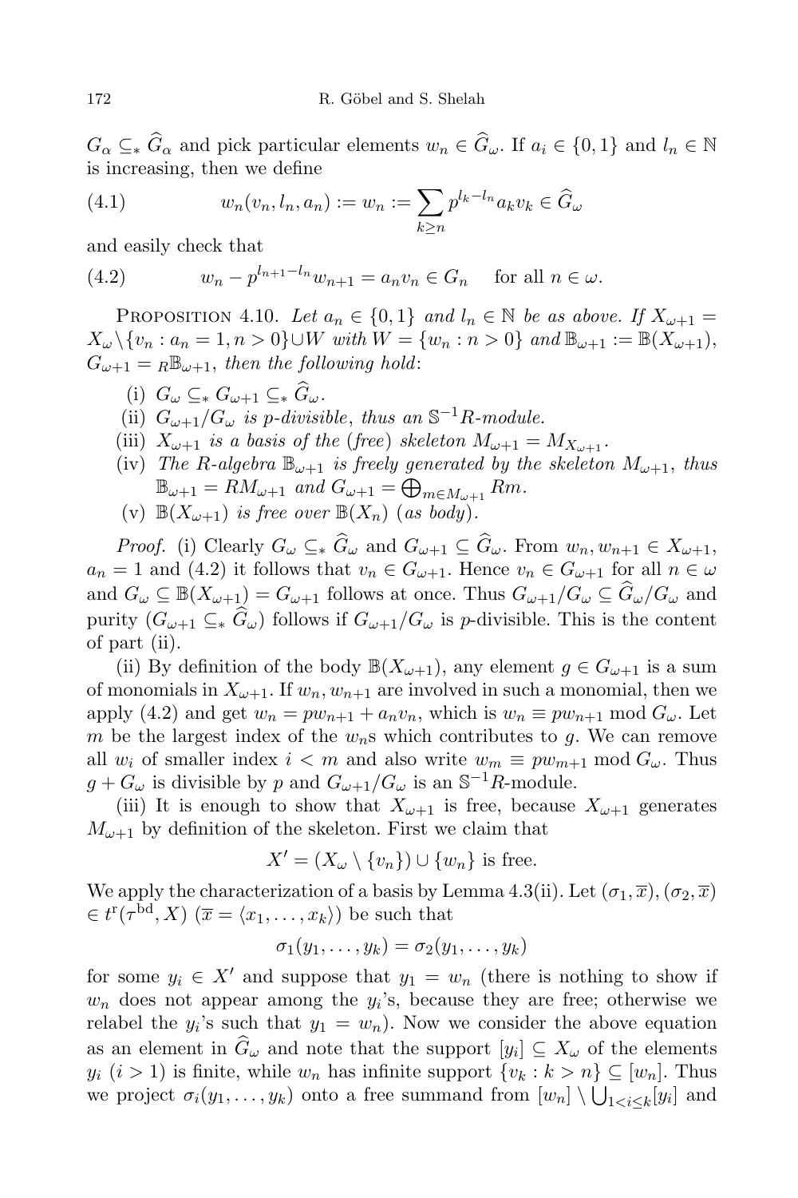$G_\alpha \subseteq_* \widehat{G}_\alpha$ and pick particular elements $w_n \in \widehat{G}_\omega$. If $a_i \in \{0,1\}$ and $l_n \in \mathbb{N}$ is increasing, then we define

$$w_n(v_n, l_n, a_n) := w_n := \sum_{k \geq n} p^{l_k - l_n} a_k v_k \in \widehat{G}_\omega \tag{4.1}$$

and easily check that

$$w_n - p^{l_{n+1} - l_n} w_{n+1} = a_n v_n \in G_n \quad \text{for all } n \in \omega. \tag{4.2}$$

Proposition 4.10. *Let $a_n \in \{0,1\}$ and $l_n \in \mathbb{N}$ be as above. If $X_{\omega+1} = X_\omega \setminus \{v_n : a_n = 1, n > 0\} \cup W$ with $W = \{w_n : n > 0\}$ and $\mathbb{B}_{\omega+1} := \mathbb{B}(X_{\omega+1})$, $G_{\omega+1} = {}_R\mathbb{B}_{\omega+1}$, then the following hold*:

- (i) $G_\omega \subseteq_* G_{\omega+1} \subseteq_* \widehat{G}_\omega$.
- (ii) *$G_{\omega+1}/G_\omega$ is $p$-divisible, thus an $\mathbb{S}^{-1}R$-module.*
- (iii) *$X_{\omega+1}$ is a basis of the (free) skeleton $M_{\omega+1} = M_{X_{\omega+1}}$.*
- (iv) *The $R$-algebra $\mathbb{B}_{\omega+1}$ is freely generated by the skeleton $M_{\omega+1}$, thus $\mathbb{B}_{\omega+1} = RM_{\omega+1}$ and $G_{\omega+1} = \bigoplus_{m \in M_{\omega+1}} Rm$.*
- (v) *$\mathbb{B}(X_{\omega+1})$ is free over $\mathbb{B}(X_n)$ (as body).*

*Proof.* (i) Clearly $G_\omega \subseteq_* \widehat{G}_\omega$ and $G_{\omega+1} \subseteq \widehat{G}_\omega$. From $w_n, w_{n+1} \in X_{\omega+1}$, $a_n = 1$ and (4.2) it follows that $v_n \in G_{\omega+1}$. Hence $v_n \in G_{\omega+1}$ for all $n \in \omega$ and $G_\omega \subseteq \mathbb{B}(X_{\omega+1}) = G_{\omega+1}$ follows at once. Thus $G_{\omega+1}/G_\omega \subseteq \widehat{G}_\omega/G_\omega$ and purity ($G_{\omega+1} \subseteq_* \widehat{G}_\omega$) follows if $G_{\omega+1}/G_\omega$ is $p$-divisible. This is the content of part (ii).

(ii) By definition of the body $\mathbb{B}(X_{\omega+1})$, any element $g \in G_{\omega+1}$ is a sum of monomials in $X_{\omega+1}$. If $w_n, w_{n+1}$ are involved in such a monomial, then we apply (4.2) and get $w_n = pw_{n+1} + a_n v_n$, which is $w_n \equiv pw_{n+1} \bmod G_\omega$. Let $m$ be the largest index of the $w_n$s which contributes to $g$. We can remove all $w_i$ of smaller index $i < m$ and also write $w_m \equiv pw_{m+1} \bmod G_\omega$. Thus $g + G_\omega$ is divisible by $p$ and $G_{\omega+1}/G_\omega$ is an $\mathbb{S}^{-1}R$-module.

(iii) It is enough to show that $X_{\omega+1}$ is free, because $X_{\omega+1}$ generates $M_{\omega+1}$ by definition of the skeleton. First we claim that

$$X' = (X_\omega \setminus \{v_n\}) \cup \{w_n\} \text{ is free.}$$

We apply the characterization of a basis by Lemma 4.3(ii). Let $(\sigma_1, \overline{x}), (\sigma_2, \overline{x}) \in t^{\mathrm{r}}(\tau^{\mathrm{bd}}, X)$ ($\overline{x} = \langle x_1, \ldots, x_k \rangle$) be such that

$$\sigma_1(y_1, \ldots, y_k) = \sigma_2(y_1, \ldots, y_k)$$

for some $y_i \in X'$ and suppose that $y_1 = w_n$ (there is nothing to show if $w_n$ does not appear among the $y_i$'s, because they are free; otherwise we relabel the $y_i$'s such that $y_1 = w_n$). Now we consider the above equation as an element in $\widehat{G}_\omega$ and note that the support $[y_i] \subseteq X_\omega$ of the elements $y_i$ ($i > 1$) is finite, while $w_n$ has infinite support $\{v_k : k > n\} \subseteq [w_n]$. Thus we project $\sigma_i(y_1, \ldots, y_k)$ onto a free summand from $[w_n] \setminus \bigcup_{1 < i \leq k} [y_i]$ and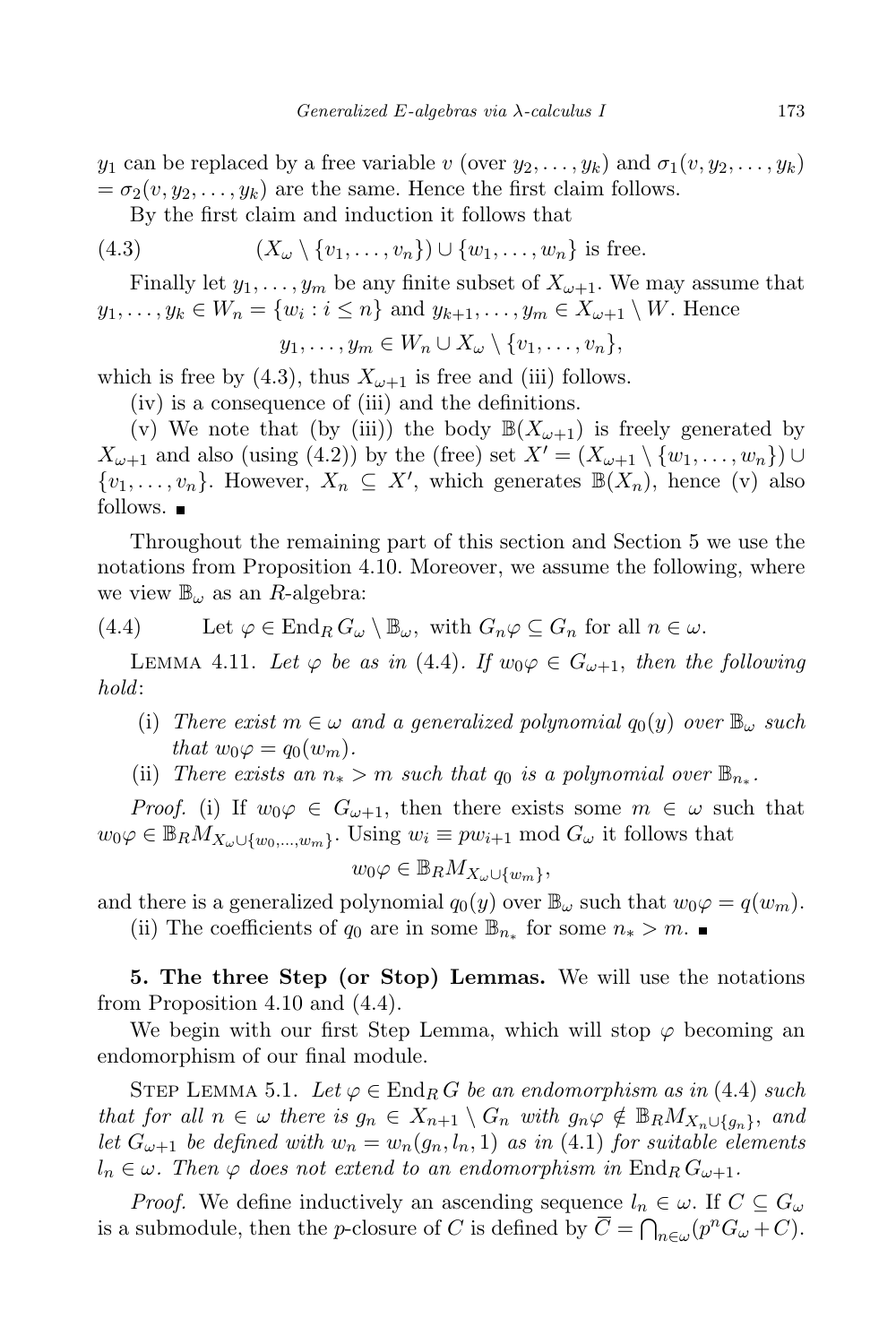$y_1$ can be replaced by a free variable $v$ (over $y_2, \ldots, y_k$) and $\sigma_1(v, y_2, \ldots, y_k)$ $= \sigma_2(v, y_2, \ldots, y_k)$ are the same. Hence the first claim follows.

By the first claim and induction it follows that

$$(X_\omega \setminus \{v_1, \ldots, v_n\}) \cup \{w_1, \ldots, w_n\} \text{ is free.} \tag{4.3}$$

Finally let $y_1, \ldots, y_m$ be any finite subset of $X_{\omega+1}$. We may assume that $y_1, \ldots, y_k \in W_n = \{w_i : i \leq n\}$ and $y_{k+1}, \ldots, y_m \in X_{\omega+1} \setminus W$. Hence

$$y_1, \ldots, y_m \in W_n \cup X_\omega \setminus \{v_1, \ldots, v_n\},$$

which is free by (4.3), thus $X_{\omega+1}$ is free and (iii) follows.

(iv) is a consequence of (iii) and the definitions.

(v) We note that (by (iii)) the body $\mathbb{B}(X_{\omega+1})$ is freely generated by $X_{\omega+1}$ and also (using (4.2)) by the (free) set $X' = (X_{\omega+1} \setminus \{w_1, \ldots, w_n\}) \cup \{v_1, \ldots, v_n\}$. However, $X_n \subseteq X'$, which generates $\mathbb{B}(X_n)$, hence (v) also follows. ∎

Throughout the remaining part of this section and Section 5 we use the notations from Proposition 4.10. Moreover, we assume the following, where we view $\mathbb{B}_\omega$ as an $R$-algebra:

$$\text{Let } \varphi \in \mathrm{End}_R\, G_\omega \setminus \mathbb{B}_\omega, \text{ with } G_n\varphi \subseteq G_n \text{ for all } n \in \omega. \tag{4.4}$$

Lemma 4.11. *Let $\varphi$ be as in (4.4). If $w_0\varphi \in G_{\omega+1}$, then the following hold*:

(i) *There exist $m \in \omega$ and a generalized polynomial $q_0(y)$ over $\mathbb{B}_\omega$ such that $w_0\varphi = q_0(w_m)$.*

(ii) *There exists an $n_* > m$ such that $q_0$ is a polynomial over $\mathbb{B}_{n_*}$.*

*Proof.* (i) If $w_0\varphi \in G_{\omega+1}$, then there exists some $m \in \omega$ such that $w_0\varphi \in \mathbb{B}_R M_{X_\omega \cup \{w_0, \ldots, w_m\}}$. Using $w_i \equiv p w_{i+1} \bmod G_\omega$ it follows that

$$w_0\varphi \in \mathbb{B}_R M_{X_\omega \cup \{w_m\}},$$

and there is a generalized polynomial $q_0(y)$ over $\mathbb{B}_\omega$ such that $w_0\varphi = q(w_m)$.

(ii) The coefficients of $q_0$ are in some $\mathbb{B}_{n_*}$ for some $n_* > m$. ∎

## 5. The three Step (or Stop) Lemmas.

We will use the notations from Proposition 4.10 and (4.4).

We begin with our first Step Lemma, which will stop $\varphi$ becoming an endomorphism of our final module.

Step Lemma 5.1. *Let $\varphi \in \mathrm{End}_R\, G$ be an endomorphism as in (4.4) such that for all $n \in \omega$ there is $g_n \in X_{n+1} \setminus G_n$ with $g_n\varphi \notin \mathbb{B}_R M_{X_n \cup \{g_n\}}$, and let $G_{\omega+1}$ be defined with $w_n = w_n(g_n, l_n, 1)$ as in (4.1) for suitable elements $l_n \in \omega$. Then $\varphi$ does not extend to an endomorphism in $\mathrm{End}_R\, G_{\omega+1}$.*

*Proof.* We define inductively an ascending sequence $l_n \in \omega$. If $C \subseteq G_\omega$ is a submodule, then the $p$-closure of $C$ is defined by $\overline{C} = \bigcap_{n\in\omega}(p^n G_\omega + C)$.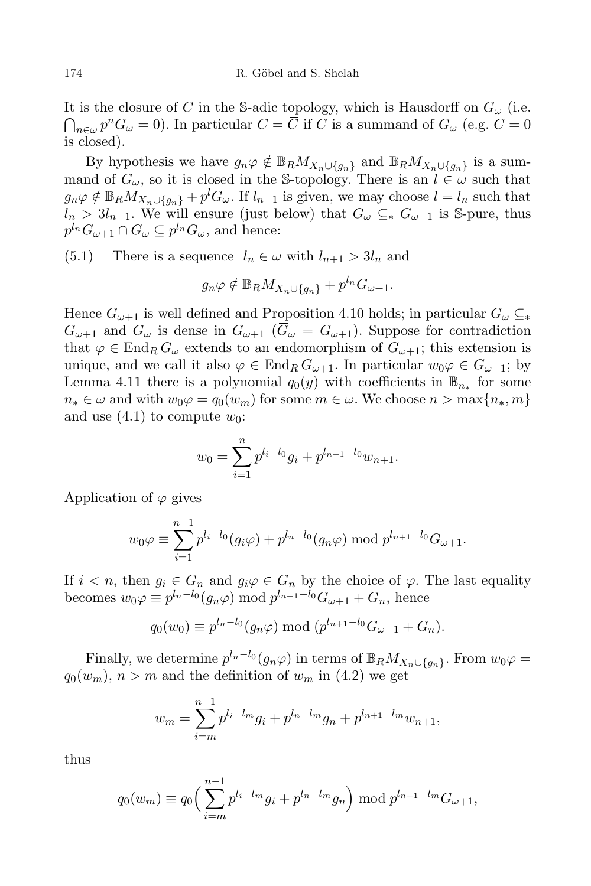It is the closure of $C$ in the $\mathbb{S}$-adic topology, which is Hausdorff on $G_\omega$ (i.e. $\bigcap_{n\in\omega} p^n G_\omega = 0$). In particular $C = \overline{C}$ if $C$ is a summand of $G_\omega$ (e.g. $C = 0$ is closed).

By hypothesis we have $g_n\varphi \notin \mathbb{B}_R M_{X_n\cup\{g_n\}}$ and $\mathbb{B}_R M_{X_n\cup\{g_n\}}$ is a summand of $G_\omega$, so it is closed in the $\mathbb{S}$-topology. There is an $l \in \omega$ such that $g_n\varphi \notin \mathbb{B}_R M_{X_n\cup\{g_n\}} + p^l G_\omega$. If $l_{n-1}$ is given, we may choose $l = l_n$ such that $l_n > 3l_{n-1}$. We will ensure (just below) that $G_\omega \subseteq_* G_{\omega+1}$ is $\mathbb{S}$-pure, thus $p^{l_n} G_{\omega+1} \cap G_\omega \subseteq p^{l_n} G_\omega$, and hence:

(5.1) There is a sequence $l_n \in \omega$ with $l_{n+1} > 3l_n$ and

$$g_n\varphi \notin \mathbb{B}_R M_{X_n\cup\{g_n\}} + p^{l_n} G_{\omega+1}.$$

Hence $G_{\omega+1}$ is well defined and Proposition 4.10 holds; in particular $G_\omega \subseteq_* G_{\omega+1}$ and $G_\omega$ is dense in $G_{\omega+1}$ ($\overline{G}_\omega = G_{\omega+1}$). Suppose for contradiction that $\varphi \in \operatorname{End}_R G_\omega$ extends to an endomorphism of $G_{\omega+1}$; this extension is unique, and we call it also $\varphi \in \operatorname{End}_R G_{\omega+1}$. In particular $w_0\varphi \in G_{\omega+1}$; by Lemma 4.11 there is a polynomial $q_0(y)$ with coefficients in $\mathbb{B}_{n_*}$ for some $n_* \in \omega$ and with $w_0\varphi = q_0(w_m)$ for some $m \in \omega$. We choose $n > \max\{n_*, m\}$ and use (4.1) to compute $w_0$:

$$w_0 = \sum_{i=1}^{n} p^{l_i - l_0} g_i + p^{l_{n+1}-l_0} w_{n+1}.$$

Application of $\varphi$ gives

$$w_0\varphi \equiv \sum_{i=1}^{n-1} p^{l_i - l_0}(g_i\varphi) + p^{l_n - l_0}(g_n\varphi) \bmod p^{l_{n+1}-l_0} G_{\omega+1}.$$

If $i < n$, then $g_i \in G_n$ and $g_i\varphi \in G_n$ by the choice of $\varphi$. The last equality becomes $w_0\varphi \equiv p^{l_n-l_0}(g_n\varphi) \bmod p^{l_{n+1}-l_0} G_{\omega+1} + G_n$, hence

$$q_0(w_0) \equiv p^{l_n-l_0}(g_n\varphi) \bmod (p^{l_{n+1}-l_0} G_{\omega+1} + G_n).$$

Finally, we determine $p^{l_n-l_0}(g_n\varphi)$ in terms of $\mathbb{B}_R M_{X_n\cup\{g_n\}}$. From $w_0\varphi = q_0(w_m)$, $n > m$ and the definition of $w_m$ in (4.2) we get

$$w_m = \sum_{i=m}^{n-1} p^{l_i - l_m} g_i + p^{l_n - l_m} g_n + p^{l_{n+1}-l_m} w_{n+1},$$

thus

$$q_0(w_m) \equiv q_0\Big(\sum_{i=m}^{n-1} p^{l_i - l_m} g_i + p^{l_n - l_m} g_n\Big) \bmod p^{l_{n+1}-l_m} G_{\omega+1},$$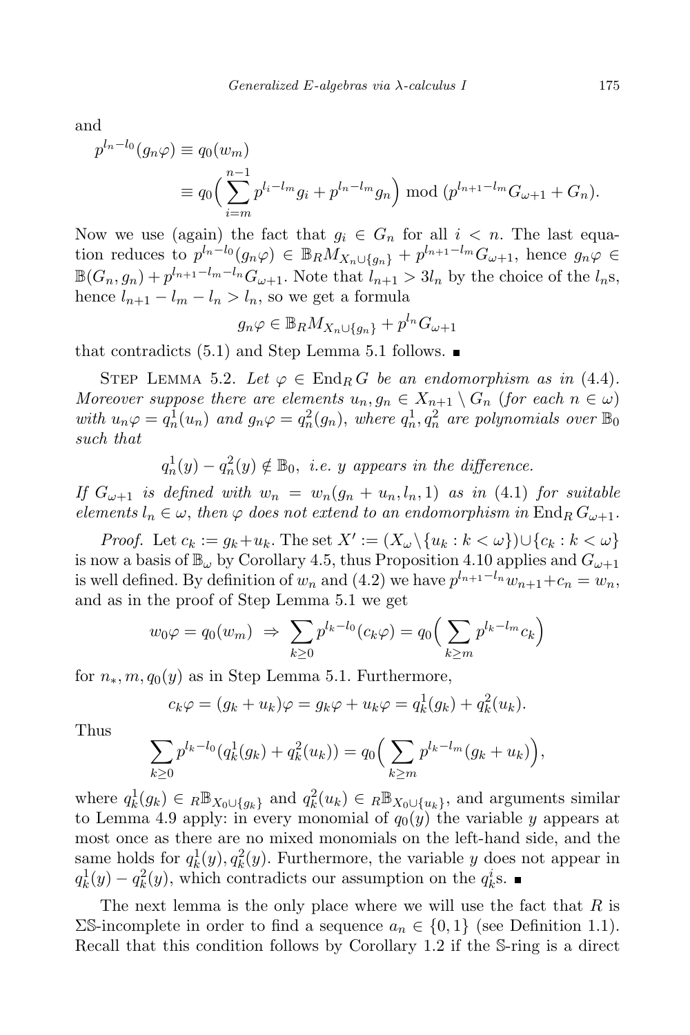and

$$p^{l_n-l_0}(g_n\varphi) \equiv q_0(w_m)$$
$$\equiv q_0\Big(\sum_{i=m}^{n-1} p^{l_i-l_m} g_i + p^{l_n-l_m} g_n\Big) \bmod (p^{l_{n+1}-l_m} G_{\omega+1} + G_n).$$

Now we use (again) the fact that $g_i \in G_n$ for all $i < n$. The last equation reduces to $p^{l_n-l_0}(g_n\varphi) \in \mathbb{B}_R M_{X_n\cup\{g_n\}} + p^{l_{n+1}-l_m} G_{\omega+1}$, hence $g_n\varphi \in \mathbb{B}(G_n, g_n) + p^{l_{n+1}-l_m-l_n} G_{\omega+1}$. Note that $l_{n+1} > 3l_n$ by the choice of the $l_n$s, hence $l_{n+1} - l_m - l_n > l_n$, so we get a formula

$$g_n\varphi \in \mathbb{B}_R M_{X_n\cup\{g_n\}} + p^{l_n} G_{\omega+1}$$

that contradicts (5.1) and Step Lemma 5.1 follows. ∎

Step Lemma 5.2. *Let $\varphi \in \operatorname{End}_R G$ be an endomorphism as in (4.4). Moreover suppose there are elements $u_n, g_n \in X_{n+1} \setminus G_n$ (for each $n \in \omega$) with $u_n\varphi = q_n^1(u_n)$ and $g_n\varphi = q_n^2(g_n)$, where $q_n^1, q_n^2$ are polynomials over $\mathbb{B}_0$ such that*

$$q_n^1(y) - q_n^2(y) \notin \mathbb{B}_0, \text{ i.e. } y \text{ appears in the difference.}$$

*If $G_{\omega+1}$ is defined with $w_n = w_n(g_n + u_n, l_n, 1)$ as in (4.1) for suitable elements $l_n \in \omega$, then $\varphi$ does not extend to an endomorphism in $\operatorname{End}_R G_{\omega+1}$.*

*Proof.* Let $c_k := g_k + u_k$. The set $X' := (X_\omega \setminus \{u_k : k < \omega\}) \cup \{c_k : k < \omega\}$ is now a basis of $\mathbb{B}_\omega$ by Corollary 4.5, thus Proposition 4.10 applies and $G_{\omega+1}$ is well defined. By definition of $w_n$ and (4.2) we have $p^{l_{n+1}-l_n} w_{n+1} + c_n = w_n$, and as in the proof of Step Lemma 5.1 we get

$$w_0\varphi = q_0(w_m) \ \Rightarrow\ \sum_{k\geq 0} p^{l_k-l_0}(c_k\varphi) = q_0\Big(\sum_{k\geq m} p^{l_k-l_m} c_k\Big)$$

for $n_*, m, q_0(y)$ as in Step Lemma 5.1. Furthermore,

$$c_k\varphi = (g_k + u_k)\varphi = g_k\varphi + u_k\varphi = q_k^1(g_k) + q_k^2(u_k).$$

Thus

$$\sum_{k\geq 0} p^{l_k-l_0}(q_k^1(g_k) + q_k^2(u_k)) = q_0\Big(\sum_{k\geq m} p^{l_k-l_m}(g_k + u_k)\Big),$$

where $q_k^1(g_k) \in {}_R\mathbb{B}_{X_0\cup\{g_k\}}$ and $q_k^2(u_k) \in {}_R\mathbb{B}_{X_0\cup\{u_k\}}$, and arguments similar to Lemma 4.9 apply: in every monomial of $q_0(y)$ the variable $y$ appears at most once as there are no mixed monomials on the left-hand side, and the same holds for $q_k^1(y), q_k^2(y)$. Furthermore, the variable $y$ does not appear in $q_k^1(y) - q_k^2(y)$, which contradicts our assumption on the $q_k^i$s. ∎

The next lemma is the only place where we will use the fact that $R$ is $\Sigma\mathbb{S}$-incomplete in order to find a sequence $a_n \in \{0, 1\}$ (see Definition 1.1). Recall that this condition follows by Corollary 1.2 if the $\mathbb{S}$-ring is a direct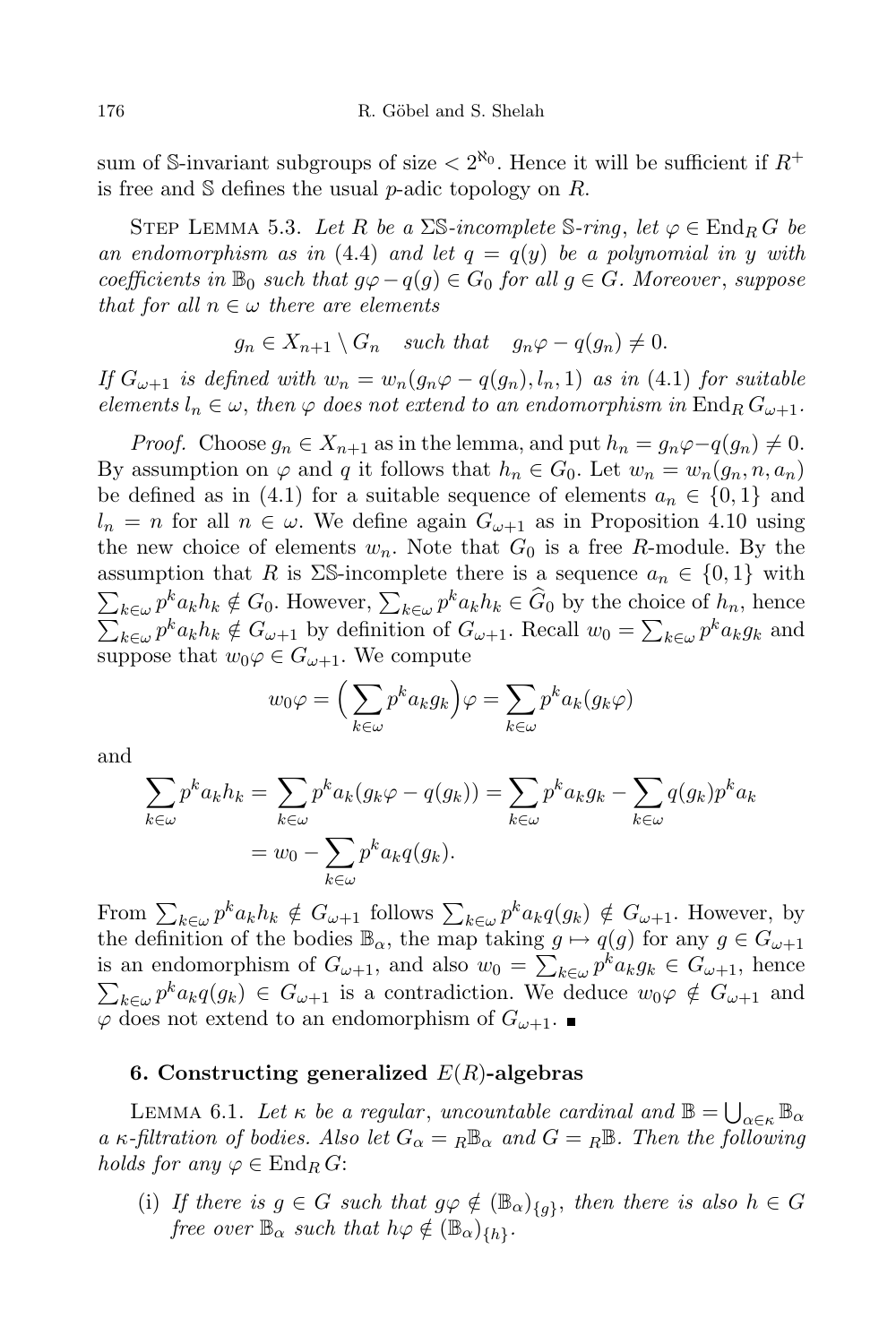sum of $\mathbb{S}$-invariant subgroups of size $< 2^{\aleph_0}$. Hence it will be sufficient if $R^+$ is free and $\mathbb{S}$ defines the usual $p$-adic topology on $R$.

Step Lemma 5.3. *Let $R$ be a $\Sigma\mathbb{S}$-incomplete $\mathbb{S}$-ring, let $\varphi \in \operatorname{End}_R G$ be an endomorphism as in* (4.4) *and let $q = q(y)$ be a polynomial in $y$ with coefficients in $\mathbb{B}_0$ such that $g\varphi - q(g) \in G_0$ for all $g \in G$. Moreover, suppose that for all $n \in \omega$ there are elements*

$$g_n \in X_{n+1} \setminus G_n \quad \text{such that} \quad g_n\varphi - q(g_n) \neq 0.$$

*If $G_{\omega+1}$ is defined with $w_n = w_n(g_n\varphi - q(g_n), l_n, 1)$ as in* (4.1) *for suitable elements $l_n \in \omega$, then $\varphi$ does not extend to an endomorphism in $\operatorname{End}_R G_{\omega+1}$.*

*Proof.* Choose $g_n \in X_{n+1}$ as in the lemma, and put $h_n = g_n\varphi - q(g_n) \neq 0$. By assumption on $\varphi$ and $q$ it follows that $h_n \in G_0$. Let $w_n = w_n(g_n, n, a_n)$ be defined as in (4.1) for a suitable sequence of elements $a_n \in \{0, 1\}$ and $l_n = n$ for all $n \in \omega$. We define again $G_{\omega+1}$ as in Proposition 4.10 using the new choice of elements $w_n$. Note that $G_0$ is a free $R$-module. By the assumption that $R$ is $\Sigma\mathbb{S}$-incomplete there is a sequence $a_n \in \{0, 1\}$ with $\sum_{k\in\omega} p^k a_k h_k \notin G_0$. However, $\sum_{k\in\omega} p^k a_k h_k \in \widehat{G}_0$ by the choice of $h_n$, hence $\sum_{k\in\omega} p^k a_k h_k \notin G_{\omega+1}$ by definition of $G_{\omega+1}$. Recall $w_0 = \sum_{k\in\omega} p^k a_k g_k$ and suppose that $w_0\varphi \in G_{\omega+1}$. We compute

$$w_0\varphi = \Big(\sum_{k\in\omega} p^k a_k g_k\Big)\varphi = \sum_{k\in\omega} p^k a_k (g_k\varphi)$$

and

$$\begin{aligned}\sum_{k\in\omega} p^k a_k h_k &= \sum_{k\in\omega} p^k a_k (g_k\varphi - q(g_k)) = \sum_{k\in\omega} p^k a_k g_k - \sum_{k\in\omega} q(g_k) p^k a_k \\ &= w_0 - \sum_{k\in\omega} p^k a_k q(g_k).\end{aligned}$$

From $\sum_{k\in\omega} p^k a_k h_k \notin G_{\omega+1}$ follows $\sum_{k\in\omega} p^k a_k q(g_k) \notin G_{\omega+1}$. However, by the definition of the bodies $\mathbb{B}_\alpha$, the map taking $g \mapsto q(g)$ for any $g \in G_{\omega+1}$ is an endomorphism of $G_{\omega+1}$, and also $w_0 = \sum_{k\in\omega} p^k a_k g_k \in G_{\omega+1}$, hence $\sum_{k\in\omega} p^k a_k q(g_k) \in G_{\omega+1}$ is a contradiction. We deduce $w_0\varphi \notin G_{\omega+1}$ and $\varphi$ does not extend to an endomorphism of $G_{\omega+1}$. ∎

## 6. Constructing generalized $E(R)$-algebras

Lemma 6.1. *Let $\kappa$ be a regular, uncountable cardinal and $\mathbb{B} = \bigcup_{\alpha\in\kappa} \mathbb{B}_\alpha$ a $\kappa$-filtration of bodies. Also let $G_\alpha = {}_R\mathbb{B}_\alpha$ and $G = {}_R\mathbb{B}$. Then the following holds for any $\varphi \in \operatorname{End}_R G$:*

(i) *If there is $g \in G$ such that $g\varphi \notin (\mathbb{B}_\alpha)_{\{g\}}$, then there is also $h \in G$ free over $\mathbb{B}_\alpha$ such that $h\varphi \notin (\mathbb{B}_\alpha)_{\{h\}}$.*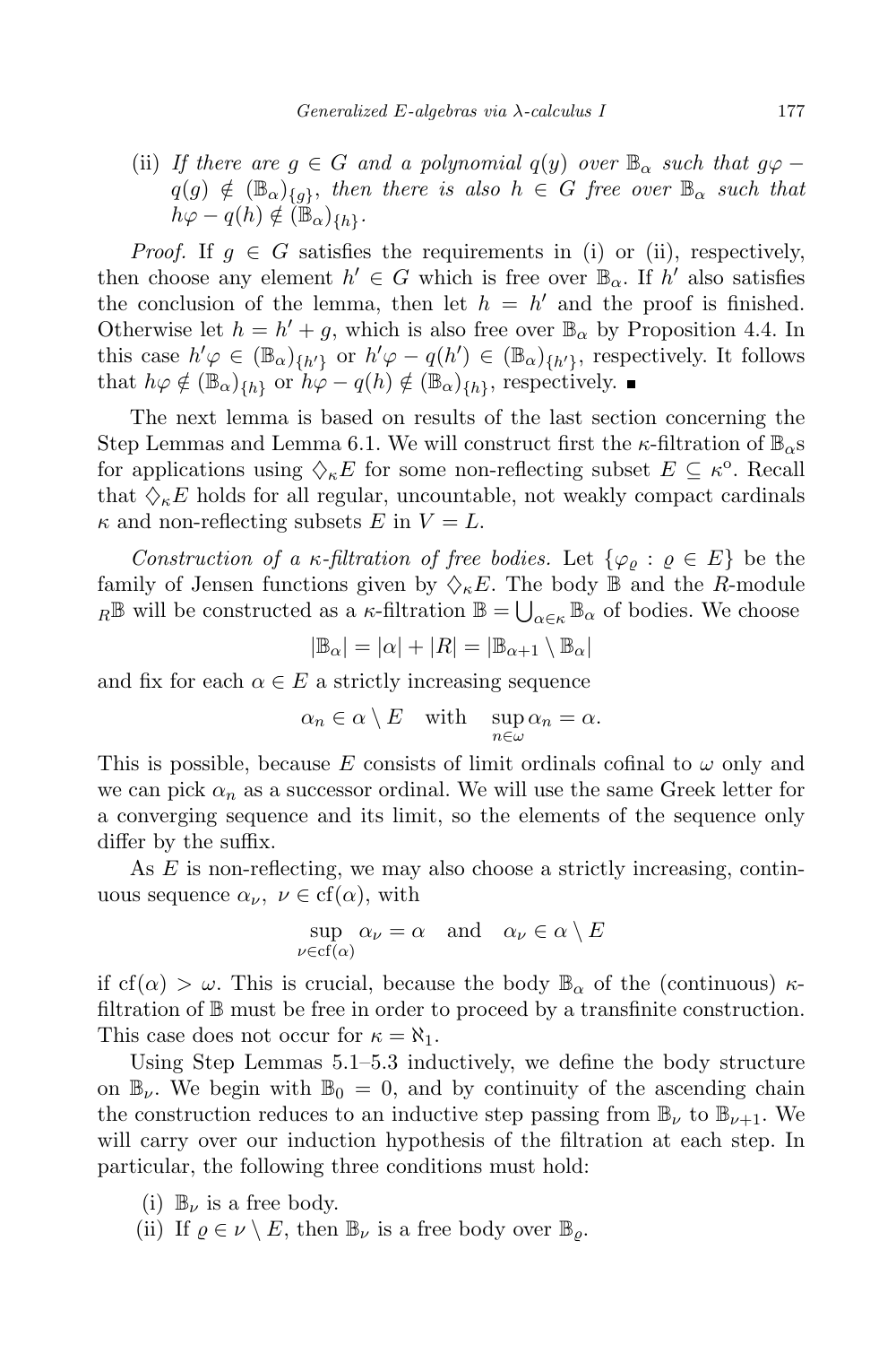(ii) *If there are $g \in G$ and a polynomial $q(y)$ over $\mathbb{B}_\alpha$ such that $g\varphi - q(g) \notin (\mathbb{B}_\alpha)_{\{g\}}$, then there is also $h \in G$ free over $\mathbb{B}_\alpha$ such that $h\varphi - q(h) \notin (\mathbb{B}_\alpha)_{\{h\}}$.*

*Proof.* If $g \in G$ satisfies the requirements in (i) or (ii), respectively, then choose any element $h' \in G$ which is free over $\mathbb{B}_\alpha$. If $h'$ also satisfies the conclusion of the lemma, then let $h = h'$ and the proof is finished. Otherwise let $h = h' + g$, which is also free over $\mathbb{B}_\alpha$ by Proposition 4.4. In this case $h'\varphi \in (\mathbb{B}_\alpha)_{\{h'\}}$ or $h'\varphi - q(h') \in (\mathbb{B}_\alpha)_{\{h'\}}$, respectively. It follows that $h\varphi \notin (\mathbb{B}_\alpha)_{\{h\}}$ or $h\varphi - q(h) \notin (\mathbb{B}_\alpha)_{\{h\}}$, respectively. ∎

The next lemma is based on results of the last section concerning the Step Lemmas and Lemma 6.1. We will construct first the $\kappa$-filtration of $\mathbb{B}_\alpha$s for applications using $\diamondsuit_\kappa E$ for some non-reflecting subset $E \subseteq \kappa^{\mathrm{o}}$. Recall that $\diamondsuit_\kappa E$ holds for all regular, uncountable, not weakly compact cardinals $\kappa$ and non-reflecting subsets $E$ in $V = L$.

*Construction of a $\kappa$-filtration of free bodies.* Let $\{\varphi_\varrho : \varrho \in E\}$ be the family of Jensen functions given by $\diamondsuit_\kappa E$. The body $\mathbb{B}$ and the $R$-module ${}_R\mathbb{B}$ will be constructed as a $\kappa$-filtration $\mathbb{B} = \bigcup_{\alpha \in \kappa} \mathbb{B}_\alpha$ of bodies. We choose

$$|\mathbb{B}_\alpha| = |\alpha| + |R| = |\mathbb{B}_{\alpha+1} \setminus \mathbb{B}_\alpha|$$

and fix for each $\alpha \in E$ a strictly increasing sequence

$$\alpha_n \in \alpha \setminus E \quad \text{with} \quad \sup_{n \in \omega} \alpha_n = \alpha.$$

This is possible, because $E$ consists of limit ordinals cofinal to $\omega$ only and we can pick $\alpha_n$ as a successor ordinal. We will use the same Greek letter for a converging sequence and its limit, so the elements of the sequence only differ by the suffix.

As $E$ is non-reflecting, we may also choose a strictly increasing, continuous sequence $\alpha_\nu$, $\nu \in \mathrm{cf}(\alpha)$, with

$$\sup_{\nu \in \mathrm{cf}(\alpha)} \alpha_\nu = \alpha \quad \text{and} \quad \alpha_\nu \in \alpha \setminus E$$

if $\mathrm{cf}(\alpha) > \omega$. This is crucial, because the body $\mathbb{B}_\alpha$ of the (continuous) $\kappa$-filtration of $\mathbb{B}$ must be free in order to proceed by a transfinite construction. This case does not occur for $\kappa = \aleph_1$.

Using Step Lemmas 5.1–5.3 inductively, we define the body structure on $\mathbb{B}_\nu$. We begin with $\mathbb{B}_0 = 0$, and by continuity of the ascending chain the construction reduces to an inductive step passing from $\mathbb{B}_\nu$ to $\mathbb{B}_{\nu+1}$. We will carry over our induction hypothesis of the filtration at each step. In particular, the following three conditions must hold:

(i) $\mathbb{B}_\nu$ is a free body.

(ii) If $\varrho \in \nu \setminus E$, then $\mathbb{B}_\nu$ is a free body over $\mathbb{B}_\varrho$.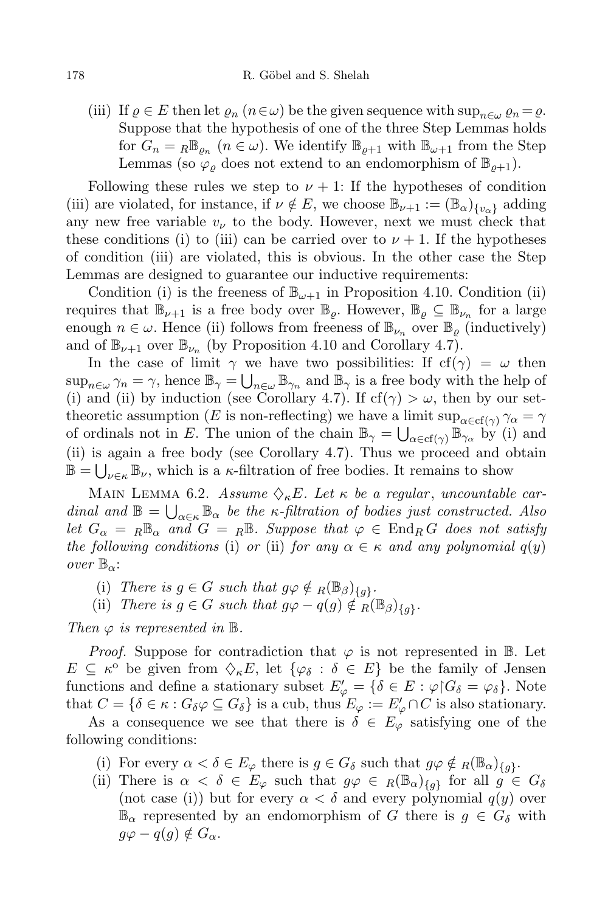(iii) If $\varrho \in E$ then let $\varrho_n$ $(n \in \omega)$ be the given sequence with $\sup_{n\in\omega} \varrho_n = \varrho$. Suppose that the hypothesis of one of the three Step Lemmas holds for $G_n = {}_R\mathbb{B}_{\varrho_n}$ $(n \in \omega)$. We identify $\mathbb{B}_{\varrho+1}$ with $\mathbb{B}_{\omega+1}$ from the Step Lemmas (so $\varphi_\varrho$ does not extend to an endomorphism of $\mathbb{B}_{\varrho+1}$).

Following these rules we step to $\nu + 1$: If the hypotheses of condition (iii) are violated, for instance, if $\nu \notin E$, we choose $\mathbb{B}_{\nu+1} := (\mathbb{B}_\alpha)_{\{v_\alpha\}}$ adding any new free variable $v_\nu$ to the body. However, next we must check that these conditions (i) to (iii) can be carried over to $\nu + 1$. If the hypotheses of condition (iii) are violated, this is obvious. In the other case the Step Lemmas are designed to guarantee our inductive requirements:

Condition (i) is the freeness of $\mathbb{B}_{\omega+1}$ in Proposition 4.10. Condition (ii) requires that $\mathbb{B}_{\nu+1}$ is a free body over $\mathbb{B}_\varrho$. However, $\mathbb{B}_\varrho \subseteq \mathbb{B}_{\nu_n}$ for a large enough $n \in \omega$. Hence (ii) follows from freeness of $\mathbb{B}_{\nu_n}$ over $\mathbb{B}_\varrho$ (inductively) and of $\mathbb{B}_{\nu+1}$ over $\mathbb{B}_{\nu_n}$ (by Proposition 4.10 and Corollary 4.7).

In the case of limit $\gamma$ we have two possibilities: If $\mathrm{cf}(\gamma) = \omega$ then $\sup_{n\in\omega} \gamma_n = \gamma$, hence $\mathbb{B}_\gamma = \bigcup_{n\in\omega} \mathbb{B}_{\gamma_n}$ and $\mathbb{B}_\gamma$ is a free body with the help of (i) and (ii) by induction (see Corollary 4.7). If $\mathrm{cf}(\gamma) > \omega$, then by our set-theoretic assumption ($E$ is non-reflecting) we have a limit $\sup_{\alpha\in \mathrm{cf}(\gamma)} \gamma_\alpha = \gamma$ of ordinals not in $E$. The union of the chain $\mathbb{B}_\gamma = \bigcup_{\alpha\in\mathrm{cf}(\gamma)} \mathbb{B}_{\gamma_\alpha}$ by (i) and (ii) is again a free body (see Corollary 4.7). Thus we proceed and obtain $\mathbb{B} = \bigcup_{\nu\in\kappa} \mathbb{B}_\nu$, which is a $\kappa$-filtration of free bodies. It remains to show

Main Lemma 6.2. *Assume $\diamondsuit_\kappa E$. Let $\kappa$ be a regular, uncountable cardinal and $\mathbb{B} = \bigcup_{\alpha\in\kappa} \mathbb{B}_\alpha$ be the $\kappa$-filtration of bodies just constructed. Also let $G_\alpha = {}_R\mathbb{B}_\alpha$ and $G = {}_R\mathbb{B}$. Suppose that $\varphi \in \mathrm{End}_R G$ does not satisfy the following conditions* (i) *or* (ii) *for any $\alpha \in \kappa$ and any polynomial $q(y)$ over $\mathbb{B}_\alpha$*:

(i) *There is $g \in G$ such that $g\varphi \notin {}_R(\mathbb{B}_\beta)_{\{g\}}$.*
(ii) *There is $g \in G$ such that $g\varphi - q(g) \notin {}_R(\mathbb{B}_\beta)_{\{g\}}$.*

*Then $\varphi$ is represented in $\mathbb{B}$.*

*Proof.* Suppose for contradiction that $\varphi$ is not represented in $\mathbb{B}$. Let $E \subseteq \kappa^{\mathrm{o}}$ be given from $\diamondsuit_\kappa E$, let $\{\varphi_\delta : \delta \in E\}$ be the family of Jensen functions and define a stationary subset $E'_\varphi = \{\delta \in E : \varphi\restriction G_\delta = \varphi_\delta\}$. Note that $C = \{\delta \in \kappa : G_\delta\varphi \subseteq G_\delta\}$ is a cub, thus $E_\varphi := E'_\varphi \cap C$ is also stationary.

As a consequence we see that there is $\delta \in E_\varphi$ satisfying one of the following conditions:

(i) For every $\alpha < \delta \in E_\varphi$ there is $g \in G_\delta$ such that $g\varphi \notin {}_R(\mathbb{B}_\alpha)_{\{g\}}$.
(ii) There is $\alpha < \delta \in E_\varphi$ such that $g\varphi \in {}_R(\mathbb{B}_\alpha)_{\{g\}}$ for all $g \in G_\delta$ (not case (i)) but for every $\alpha < \delta$ and every polynomial $q(y)$ over $\mathbb{B}_\alpha$ represented by an endomorphism of $G$ there is $g \in G_\delta$ with $g\varphi - q(g) \notin G_\alpha$.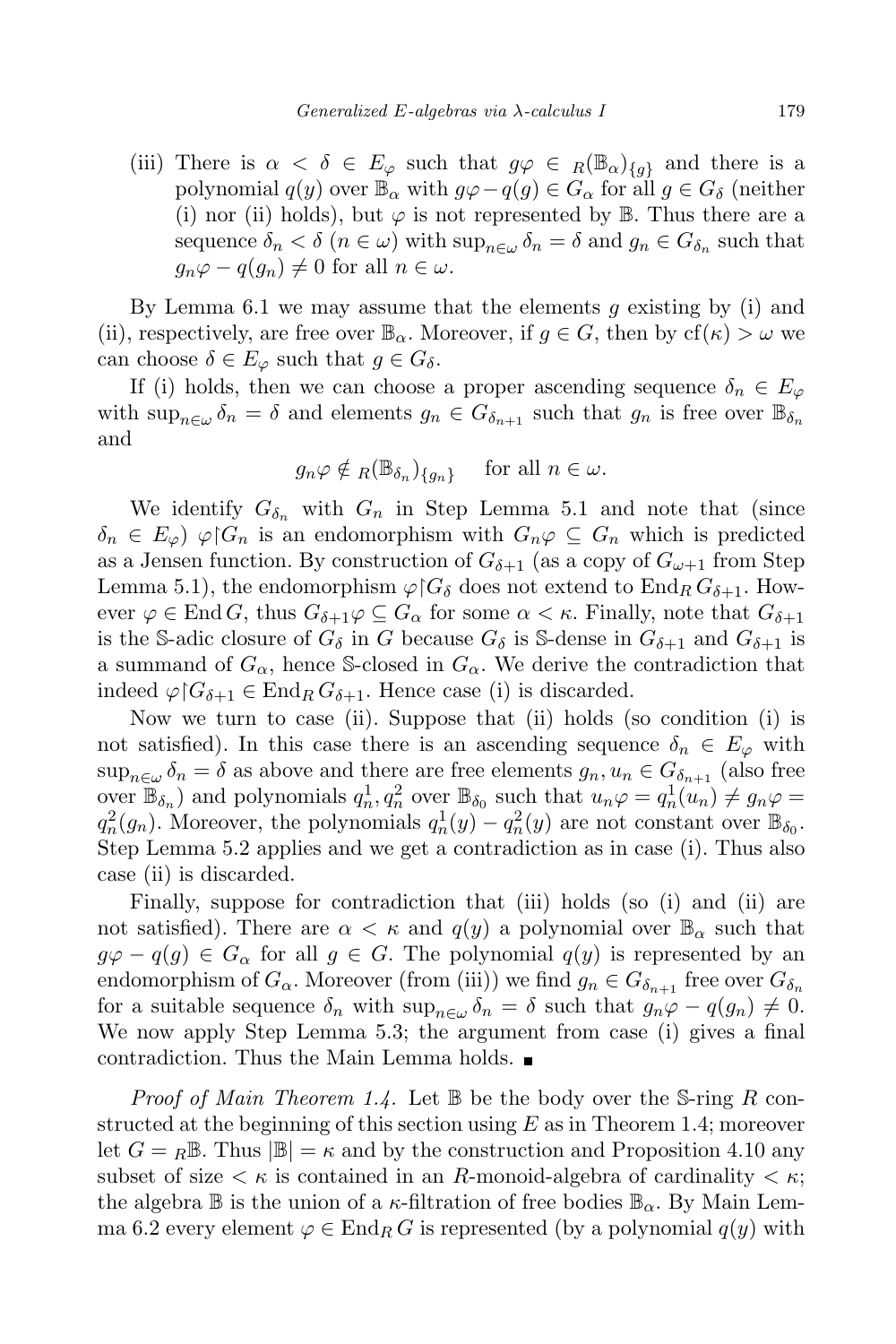(iii) There is $\alpha < \delta \in E_\varphi$ such that $g\varphi \in {}_R(\mathbb{B}_\alpha)_{\{g\}}$ and there is a polynomial $q(y)$ over $\mathbb{B}_\alpha$ with $g\varphi - q(g) \in G_\alpha$ for all $g \in G_\delta$ (neither (i) nor (ii) holds), but $\varphi$ is not represented by $\mathbb{B}$. Thus there are a sequence $\delta_n < \delta$ $(n \in \omega)$ with $\sup_{n\in\omega} \delta_n = \delta$ and $g_n \in G_{\delta_n}$ such that $g_n\varphi - q(g_n) \neq 0$ for all $n \in \omega$.

By Lemma 6.1 we may assume that the elements $g$ existing by (i) and (ii), respectively, are free over $\mathbb{B}_\alpha$. Moreover, if $g \in G$, then by $\mathrm{cf}(\kappa) > \omega$ we can choose $\delta \in E_\varphi$ such that $g \in G_\delta$.

If (i) holds, then we can choose a proper ascending sequence $\delta_n \in E_\varphi$ with $\sup_{n\in\omega} \delta_n = \delta$ and elements $g_n \in G_{\delta_{n+1}}$ such that $g_n$ is free over $\mathbb{B}_{\delta_n}$ and

$$g_n\varphi \notin {}_R(\mathbb{B}_{\delta_n})_{\{g_n\}} \quad \text{for all } n \in \omega.$$

We identify $G_{\delta_n}$ with $G_n$ in Step Lemma 5.1 and note that (since $\delta_n \in E_\varphi$) $\varphi\restriction G_n$ is an endomorphism with $G_n\varphi \subseteq G_n$ which is predicted as a Jensen function. By construction of $G_{\delta+1}$ (as a copy of $G_{\omega+1}$ from Step Lemma 5.1), the endomorphism $\varphi\restriction G_\delta$ does not extend to $\mathrm{End}_R\, G_{\delta+1}$. However $\varphi \in \mathrm{End}\, G$, thus $G_{\delta+1}\varphi \subseteq G_\alpha$ for some $\alpha < \kappa$. Finally, note that $G_{\delta+1}$ is the $\mathbb{S}$-adic closure of $G_\delta$ in $G$ because $G_\delta$ is $\mathbb{S}$-dense in $G_{\delta+1}$ and $G_{\delta+1}$ is a summand of $G_\alpha$, hence $\mathbb{S}$-closed in $G_\alpha$. We derive the contradiction that indeed $\varphi\restriction G_{\delta+1} \in \mathrm{End}_R\, G_{\delta+1}$. Hence case (i) is discarded.

Now we turn to case (ii). Suppose that (ii) holds (so condition (i) is not satisfied). In this case there is an ascending sequence $\delta_n \in E_\varphi$ with $\sup_{n\in\omega} \delta_n = \delta$ as above and there are free elements $g_n, u_n \in G_{\delta_{n+1}}$ (also free over $\mathbb{B}_{\delta_n}$) and polynomials $q_n^1, q_n^2$ over $\mathbb{B}_{\delta_0}$ such that $u_n\varphi = q_n^1(u_n) \neq g_n\varphi = q_n^2(g_n)$. Moreover, the polynomials $q_n^1(y) - q_n^2(y)$ are not constant over $\mathbb{B}_{\delta_0}$. Step Lemma 5.2 applies and we get a contradiction as in case (i). Thus also case (ii) is discarded.

Finally, suppose for contradiction that (iii) holds (so (i) and (ii) are not satisfied). There are $\alpha < \kappa$ and $q(y)$ a polynomial over $\mathbb{B}_\alpha$ such that $g\varphi - q(g) \in G_\alpha$ for all $g \in G$. The polynomial $q(y)$ is represented by an endomorphism of $G_\alpha$. Moreover (from (iii)) we find $g_n \in G_{\delta_{n+1}}$ free over $G_{\delta_n}$ for a suitable sequence $\delta_n$ with $\sup_{n\in\omega} \delta_n = \delta$ such that $g_n\varphi - q(g_n) \neq 0$. We now apply Step Lemma 5.3; the argument from case (i) gives a final contradiction. Thus the Main Lemma holds. ∎

*Proof of Main Theorem 1.4.* Let $\mathbb{B}$ be the body over the $\mathbb{S}$-ring $R$ constructed at the beginning of this section using $E$ as in Theorem 1.4; moreover let $G = {}_R\mathbb{B}$. Thus $|\mathbb{B}| = \kappa$ and by the construction and Proposition 4.10 any subset of size $< \kappa$ is contained in an $R$-monoid-algebra of cardinality $< \kappa$; the algebra $\mathbb{B}$ is the union of a $\kappa$-filtration of free bodies $\mathbb{B}_\alpha$. By Main Lemma 6.2 every element $\varphi \in \mathrm{End}_R\, G$ is represented (by a polynomial $q(y)$ with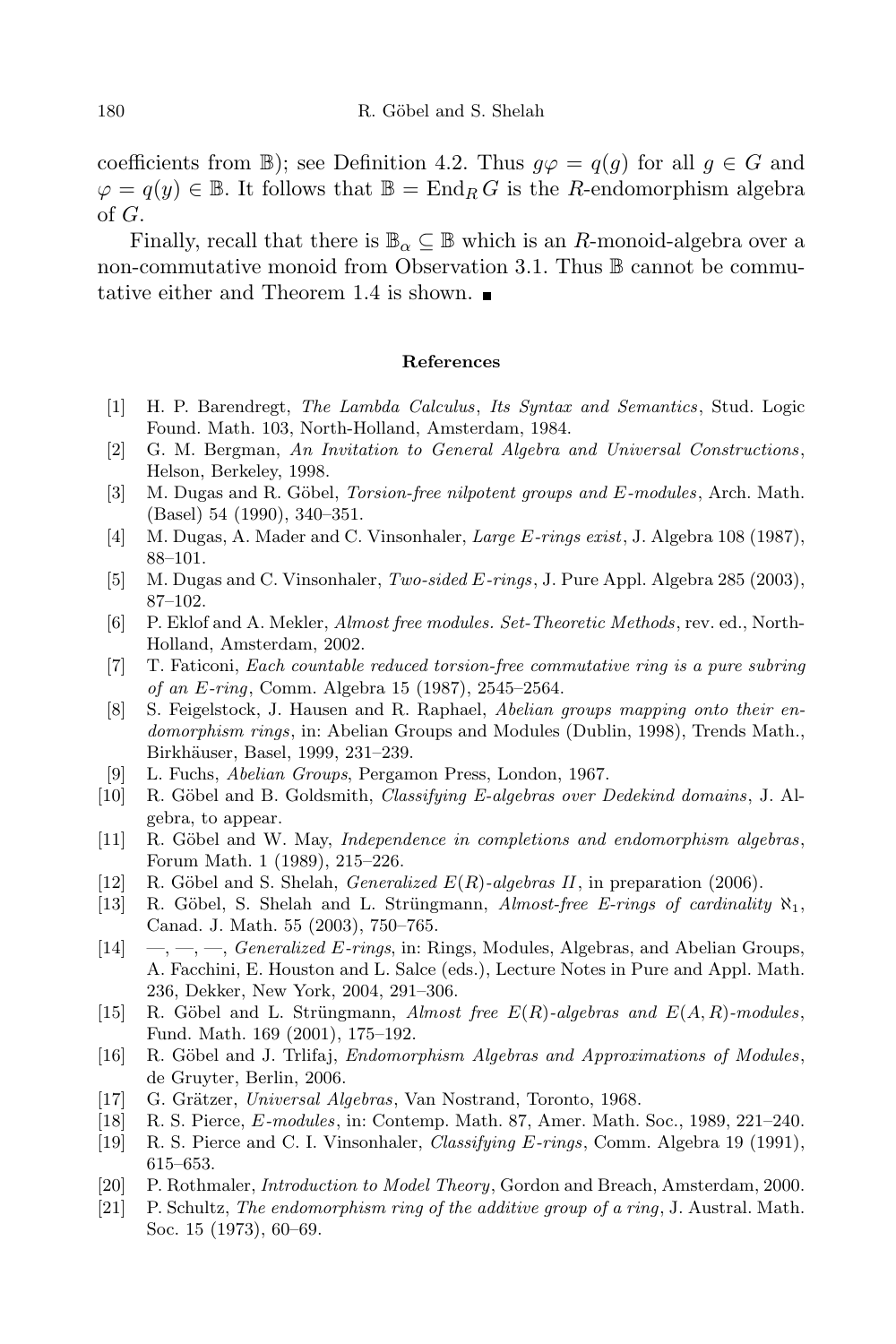coefficients from $\mathbb{B}$); see Definition 4.2. Thus $g\varphi = q(g)$ for all $g \in G$ and $\varphi = q(y) \in \mathbb{B}$. It follows that $\mathbb{B} = \operatorname{End}_R G$ is the $R$-endomorphism algebra of $G$.

Finally, recall that there is $\mathbb{B}_\alpha \subseteq \mathbb{B}$ which is an $R$-monoid-algebra over a non-commutative monoid from Observation 3.1. Thus $\mathbb{B}$ cannot be commutative either and Theorem 1.4 is shown. ■

## References

[1] H. P. Barendregt, *The Lambda Calculus, Its Syntax and Semantics*, Stud. Logic Found. Math. 103, North-Holland, Amsterdam, 1984.

[2] G. M. Bergman, *An Invitation to General Algebra and Universal Constructions*, Helson, Berkeley, 1998.

[3] M. Dugas and R. Göbel, *Torsion-free nilpotent groups and E-modules*, Arch. Math. (Basel) 54 (1990), 340–351.

[4] M. Dugas, A. Mader and C. Vinsonhaler, *Large E-rings exist*, J. Algebra 108 (1987), 88–101.

[5] M. Dugas and C. Vinsonhaler, *Two-sided E-rings*, J. Pure Appl. Algebra 285 (2003), 87–102.

[6] P. Eklof and A. Mekler, *Almost free modules. Set-Theoretic Methods*, rev. ed., North-Holland, Amsterdam, 2002.

[7] T. Faticoni, *Each countable reduced torsion-free commutative ring is a pure subring of an E-ring*, Comm. Algebra 15 (1987), 2545–2564.

[8] S. Feigelstock, J. Hausen and R. Raphael, *Abelian groups mapping onto their endomorphism rings*, in: Abelian Groups and Modules (Dublin, 1998), Trends Math., Birkhäuser, Basel, 1999, 231–239.

[9] L. Fuchs, *Abelian Groups*, Pergamon Press, London, 1967.

[10] R. Göbel and B. Goldsmith, *Classifying E-algebras over Dedekind domains*, J. Algebra, to appear.

[11] R. Göbel and W. May, *Independence in completions and endomorphism algebras*, Forum Math. 1 (1989), 215–226.

[12] R. Göbel and S. Shelah, *Generalized E(R)-algebras II*, in preparation (2006).

[13] R. Göbel, S. Shelah and L. Strüngmann, *Almost-free E-rings of cardinality* $\aleph_1$, Canad. J. Math. 55 (2003), 750–765.

[14] —, —, —, *Generalized E-rings*, in: Rings, Modules, Algebras, and Abelian Groups, A. Facchini, E. Houston and L. Salce (eds.), Lecture Notes in Pure and Appl. Math. 236, Dekker, New York, 2004, 291–306.

[15] R. Göbel and L. Strüngmann, *Almost free E(R)-algebras and E(A, R)-modules*, Fund. Math. 169 (2001), 175–192.

[16] R. Göbel and J. Trlifaj, *Endomorphism Algebras and Approximations of Modules*, de Gruyter, Berlin, 2006.

[17] G. Grätzer, *Universal Algebras*, Van Nostrand, Toronto, 1968.

[18] R. S. Pierce, *E-modules*, in: Contemp. Math. 87, Amer. Math. Soc., 1989, 221–240.

[19] R. S. Pierce and C. I. Vinsonhaler, *Classifying E-rings*, Comm. Algebra 19 (1991), 615–653.

[20] P. Rothmaler, *Introduction to Model Theory*, Gordon and Breach, Amsterdam, 2000.

[21] P. Schultz, *The endomorphism ring of the additive group of a ring*, J. Austral. Math. Soc. 15 (1973), 60–69.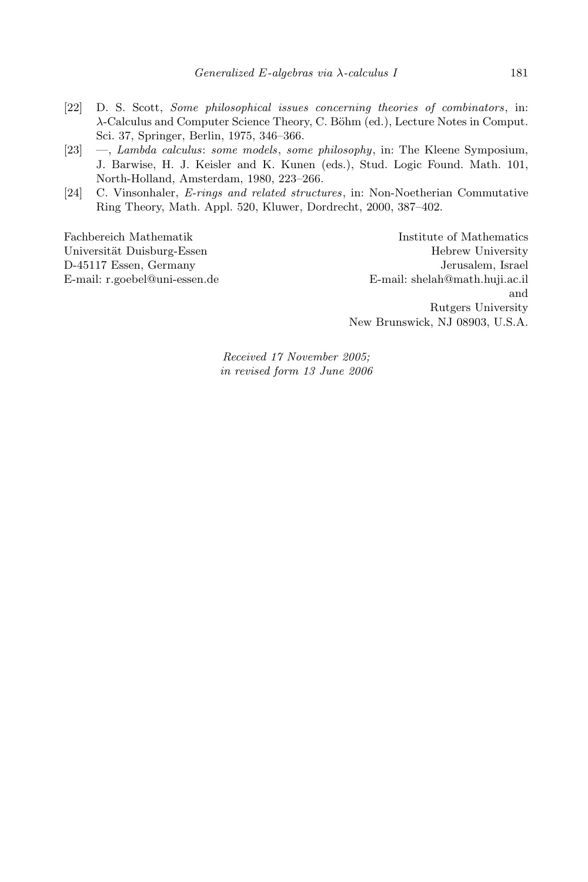[22] D. S. Scott, *Some philosophical issues concerning theories of combinators*, in: $\lambda$-Calculus and Computer Science Theory, C. Böhm (ed.), Lecture Notes in Comput. Sci. 37, Springer, Berlin, 1975, 346–366.

[23] —, *Lambda calculus*: *some models*, *some philosophy*, in: The Kleene Symposium, J. Barwise, H. J. Keisler and K. Kunen (eds.), Stud. Logic Found. Math. 101, North-Holland, Amsterdam, 1980, 223–266.

[24] C. Vinsonhaler, *E-rings and related structures*, in: Non-Noetherian Commutative Ring Theory, Math. Appl. 520, Kluwer, Dordrecht, 2000, 387–402.

Fachbereich Mathematik
Universität Duisburg-Essen
D-45117 Essen, Germany
E-mail: r.goebel@uni-essen.de

Institute of Mathematics
Hebrew University
Jerusalem, Israel
E-mail: shelah@math.huji.ac.il
and
Rutgers University
New Brunswick, NJ 08903, U.S.A.

*Received 17 November 2005;*
*in revised form 13 June 2006*